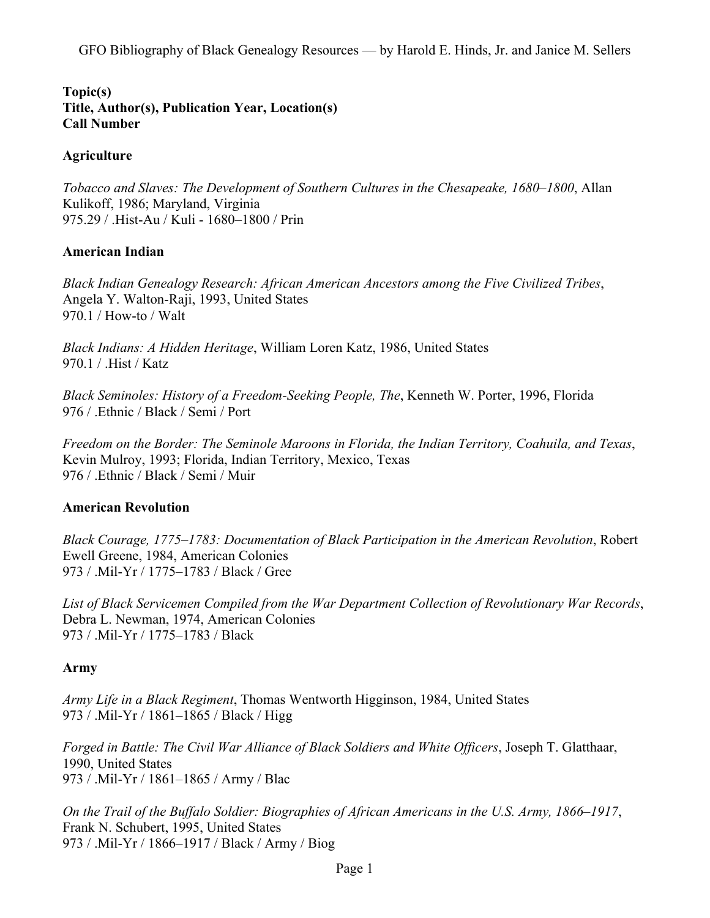**Topic(s)**
**Title, Author(s), Publication Year, Location(s)**
**Call Number**

## Agriculture

*Tobacco and Slaves: The Development of Southern Cultures in the Chesapeake, 1680–1800*, Allan Kulikoff, 1986; Maryland, Virginia
975.29 / .Hist-Au / Kuli - 1680–1800 / Prin

## American Indian

*Black Indian Genealogy Research: African American Ancestors among the Five Civilized Tribes*, Angela Y. Walton-Raji, 1993, United States
970.1 / How-to / Walt

*Black Indians: A Hidden Heritage*, William Loren Katz, 1986, United States
970.1 / .Hist / Katz

*Black Seminoles: History of a Freedom-Seeking People, The*, Kenneth W. Porter, 1996, Florida
976 / .Ethnic / Black / Semi / Port

*Freedom on the Border: The Seminole Maroons in Florida, the Indian Territory, Coahuila, and Texas*, Kevin Mulroy, 1993; Florida, Indian Territory, Mexico, Texas
976 / .Ethnic / Black / Semi / Muir

## American Revolution

*Black Courage, 1775–1783: Documentation of Black Participation in the American Revolution*, Robert Ewell Greene, 1984, American Colonies
973 / .Mil-Yr / 1775–1783 / Black / Gree

*List of Black Servicemen Compiled from the War Department Collection of Revolutionary War Records*, Debra L. Newman, 1974, American Colonies
973 / .Mil-Yr / 1775–1783 / Black

## Army

*Army Life in a Black Regiment*, Thomas Wentworth Higginson, 1984, United States
973 / .Mil-Yr / 1861–1865 / Black / Higg

*Forged in Battle: The Civil War Alliance of Black Soldiers and White Officers*, Joseph T. Glatthaar, 1990, United States
973 / .Mil-Yr / 1861–1865 / Army / Blac

*On the Trail of the Buffalo Soldier: Biographies of African Americans in the U.S. Army, 1866–1917*, Frank N. Schubert, 1995, United States
973 / .Mil-Yr / 1866–1917 / Black / Army / Biog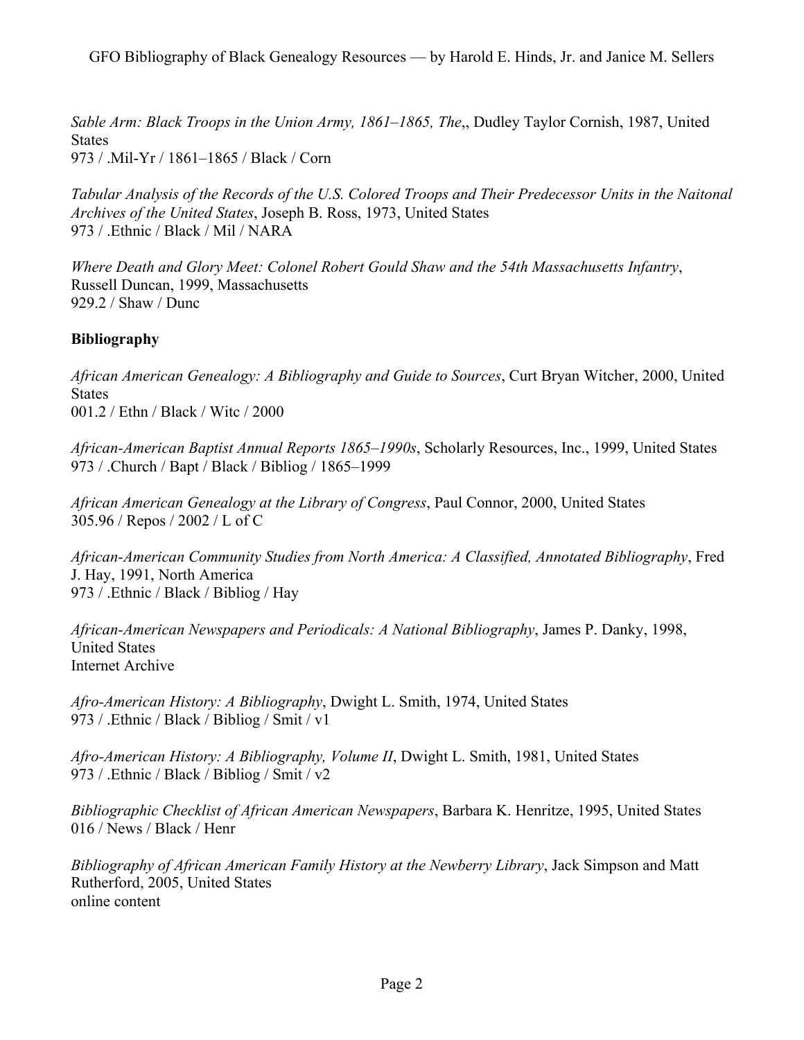*Sable Arm: Black Troops in the Union Army, 1861–1865, The*,, Dudley Taylor Cornish, 1987, United States
973 / .Mil-Yr / 1861–1865 / Black / Corn

*Tabular Analysis of the Records of the U.S. Colored Troops and Their Predecessor Units in the Naitonal Archives of the United States*, Joseph B. Ross, 1973, United States
973 / .Ethnic / Black / Mil / NARA

*Where Death and Glory Meet: Colonel Robert Gould Shaw and the 54th Massachusetts Infantry*, Russell Duncan, 1999, Massachusetts
929.2 / Shaw / Dunc

**Bibliography**

*African American Genealogy: A Bibliography and Guide to Sources*, Curt Bryan Witcher, 2000, United States
001.2 / Ethn / Black / Witc / 2000

*African-American Baptist Annual Reports 1865–1990s*, Scholarly Resources, Inc., 1999, United States
973 / .Church / Bapt / Black / Bibliog / 1865–1999

*African American Genealogy at the Library of Congress*, Paul Connor, 2000, United States
305.96 / Repos / 2002 / L of C

*African-American Community Studies from North America: A Classified, Annotated Bibliography*, Fred J. Hay, 1991, North America
973 / .Ethnic / Black / Bibliog / Hay

*African-American Newspapers and Periodicals: A National Bibliography*, James P. Danky, 1998, United States
Internet Archive

*Afro-American History: A Bibliography*, Dwight L. Smith, 1974, United States
973 / .Ethnic / Black / Bibliog / Smit / v1

*Afro-American History: A Bibliography, Volume II*, Dwight L. Smith, 1981, United States
973 / .Ethnic / Black / Bibliog / Smit / v2

*Bibliographic Checklist of African American Newspapers*, Barbara K. Henritze, 1995, United States
016 / News / Black / Henr

*Bibliography of African American Family History at the Newberry Library*, Jack Simpson and Matt Rutherford, 2005, United States
online content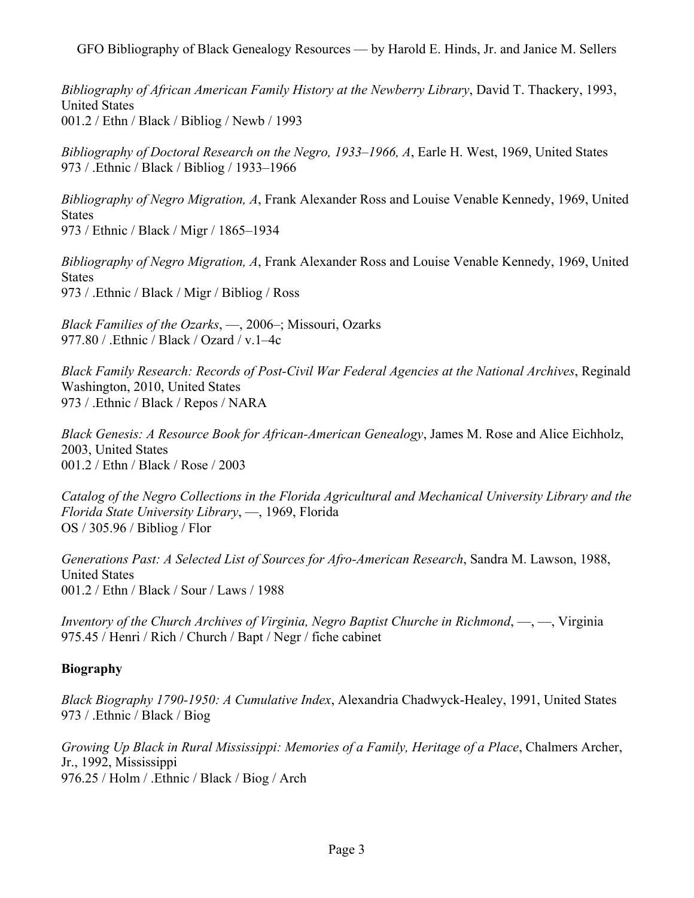*Bibliography of African American Family History at the Newberry Library*, David T. Thackery, 1993, United States
001.2 / Ethn / Black / Bibliog / Newb / 1993

*Bibliography of Doctoral Research on the Negro, 1933–1966, A*, Earle H. West, 1969, United States
973 / .Ethnic / Black / Bibliog / 1933–1966

*Bibliography of Negro Migration, A*, Frank Alexander Ross and Louise Venable Kennedy, 1969, United States
973 / Ethnic / Black / Migr / 1865–1934

*Bibliography of Negro Migration, A*, Frank Alexander Ross and Louise Venable Kennedy, 1969, United States
973 / .Ethnic / Black / Migr / Bibliog / Ross

*Black Families of the Ozarks*, —, 2006–; Missouri, Ozarks
977.80 / .Ethnic / Black / Ozard / v.1–4c

*Black Family Research: Records of Post-Civil War Federal Agencies at the National Archives*, Reginald Washington, 2010, United States
973 / .Ethnic / Black / Repos / NARA

*Black Genesis: A Resource Book for African-American Genealogy*, James M. Rose and Alice Eichholz, 2003, United States
001.2 / Ethn / Black / Rose / 2003

*Catalog of the Negro Collections in the Florida Agricultural and Mechanical University Library and the Florida State University Library*, —, 1969, Florida
OS / 305.96 / Bibliog / Flor

*Generations Past: A Selected List of Sources for Afro-American Research*, Sandra M. Lawson, 1988, United States
001.2 / Ethn / Black / Sour / Laws / 1988

*Inventory of the Church Archives of Virginia, Negro Baptist Churche in Richmond*, —, —, Virginia
975.45 / Henri / Rich / Church / Bapt / Negr / fiche cabinet

**Biography**

*Black Biography 1790-1950: A Cumulative Index*, Alexandria Chadwyck-Healey, 1991, United States
973 / .Ethnic / Black / Biog

*Growing Up Black in Rural Mississippi: Memories of a Family, Heritage of a Place*, Chalmers Archer, Jr., 1992, Mississippi
976.25 / Holm / .Ethnic / Black / Biog / Arch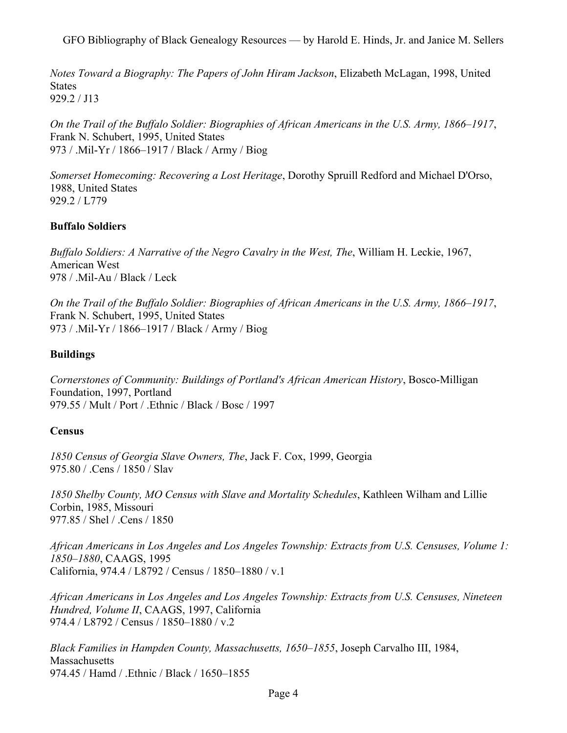*Notes Toward a Biography: The Papers of John Hiram Jackson*, Elizabeth McLagan, 1998, United States
929.2 / J13

*On the Trail of the Buffalo Soldier: Biographies of African Americans in the U.S. Army, 1866–1917*, Frank N. Schubert, 1995, United States
973 / .Mil-Yr / 1866–1917 / Black / Army / Biog

*Somerset Homecoming: Recovering a Lost Heritage*, Dorothy Spruill Redford and Michael D'Orso, 1988, United States
929.2 / L779

**Buffalo Soldiers**

*Buffalo Soldiers: A Narrative of the Negro Cavalry in the West, The*, William H. Leckie, 1967, American West
978 / .Mil-Au / Black / Leck

*On the Trail of the Buffalo Soldier: Biographies of African Americans in the U.S. Army, 1866–1917*, Frank N. Schubert, 1995, United States
973 / .Mil-Yr / 1866–1917 / Black / Army / Biog

**Buildings**

*Cornerstones of Community: Buildings of Portland's African American History*, Bosco-Milligan Foundation, 1997, Portland
979.55 / Mult / Port / .Ethnic / Black / Bosc / 1997

**Census**

*1850 Census of Georgia Slave Owners, The*, Jack F. Cox, 1999, Georgia
975.80 / .Cens / 1850 / Slav

*1850 Shelby County, MO Census with Slave and Mortality Schedules*, Kathleen Wilham and Lillie Corbin, 1985, Missouri
977.85 / Shel / .Cens / 1850

*African Americans in Los Angeles and Los Angeles Township: Extracts from U.S. Censuses, Volume 1: 1850–1880*, CAAGS, 1995
California, 974.4 / L8792 / Census / 1850–1880 / v.1

*African Americans in Los Angeles and Los Angeles Township: Extracts from U.S. Censuses, Nineteen Hundred, Volume II*, CAAGS, 1997, California
974.4 / L8792 / Census / 1850–1880 / v.2

*Black Families in Hampden County, Massachusetts, 1650–1855*, Joseph Carvalho III, 1984, Massachusetts
974.45 / Hamd / .Ethnic / Black / 1650–1855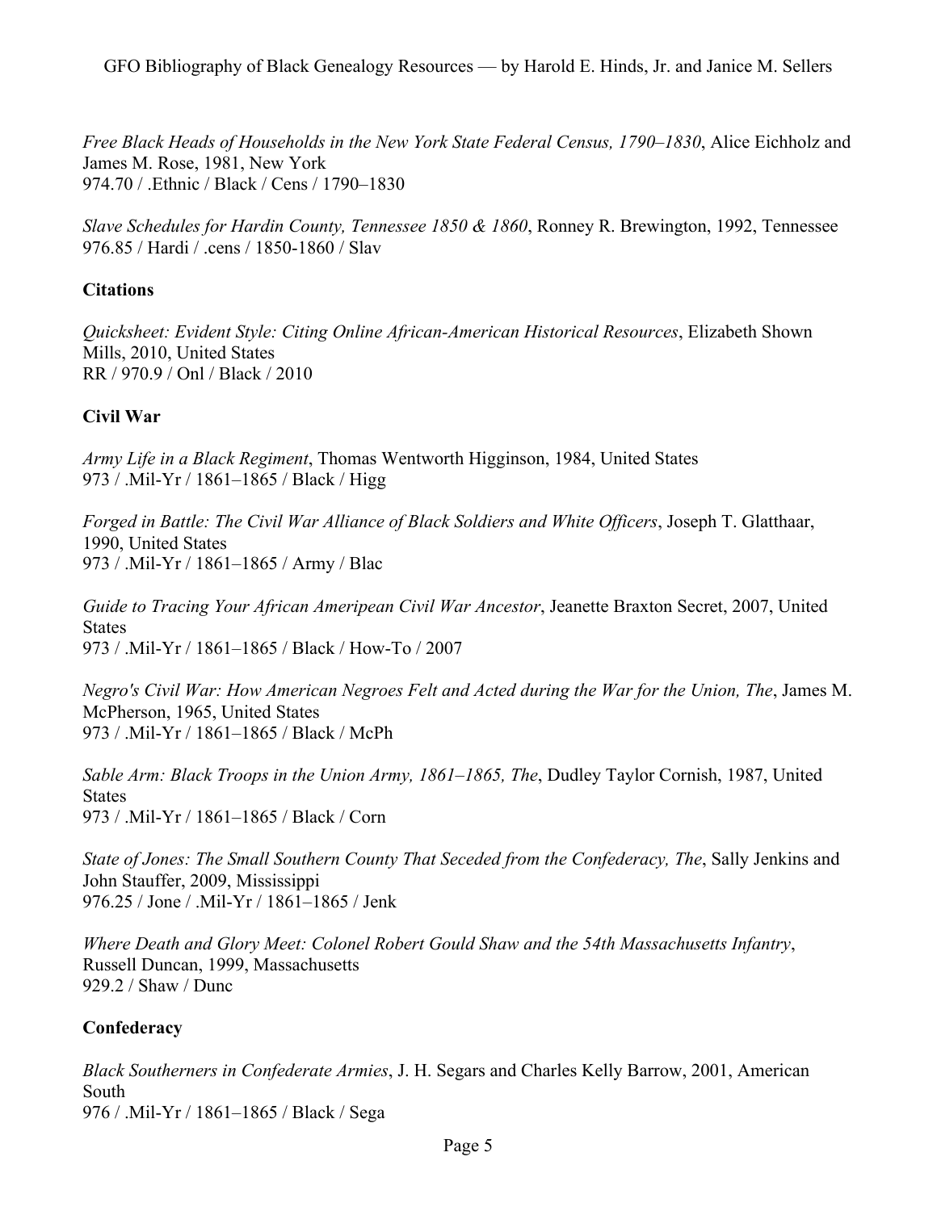*Free Black Heads of Households in the New York State Federal Census, 1790–1830*, Alice Eichholz and James M. Rose, 1981, New York
974.70 / .Ethnic / Black / Cens / 1790–1830

*Slave Schedules for Hardin County, Tennessee 1850 & 1860*, Ronney R. Brewington, 1992, Tennessee
976.85 / Hardi / .cens / 1850-1860 / Slav

**Citations**

*Quicksheet: Evident Style: Citing Online African-American Historical Resources*, Elizabeth Shown Mills, 2010, United States
RR / 970.9 / Onl / Black / 2010

**Civil War**

*Army Life in a Black Regiment*, Thomas Wentworth Higginson, 1984, United States
973 / .Mil-Yr / 1861–1865 / Black / Higg

*Forged in Battle: The Civil War Alliance of Black Soldiers and White Officers*, Joseph T. Glatthaar, 1990, United States
973 / .Mil-Yr / 1861–1865 / Army / Blac

*Guide to Tracing Your African Ameripean Civil War Ancestor*, Jeanette Braxton Secret, 2007, United States
973 / .Mil-Yr / 1861–1865 / Black / How-To / 2007

*Negro's Civil War: How American Negroes Felt and Acted during the War for the Union, The*, James M. McPherson, 1965, United States
973 / .Mil-Yr / 1861–1865 / Black / McPh

*Sable Arm: Black Troops in the Union Army, 1861–1865, The*, Dudley Taylor Cornish, 1987, United States
973 / .Mil-Yr / 1861–1865 / Black / Corn

*State of Jones: The Small Southern County That Seceded from the Confederacy, The*, Sally Jenkins and John Stauffer, 2009, Mississippi
976.25 / Jone / .Mil-Yr / 1861–1865 / Jenk

*Where Death and Glory Meet: Colonel Robert Gould Shaw and the 54th Massachusetts Infantry*, Russell Duncan, 1999, Massachusetts
929.2 / Shaw / Dunc

**Confederacy**

*Black Southerners in Confederate Armies*, J. H. Segars and Charles Kelly Barrow, 2001, American South
976 / .Mil-Yr / 1861–1865 / Black / Sega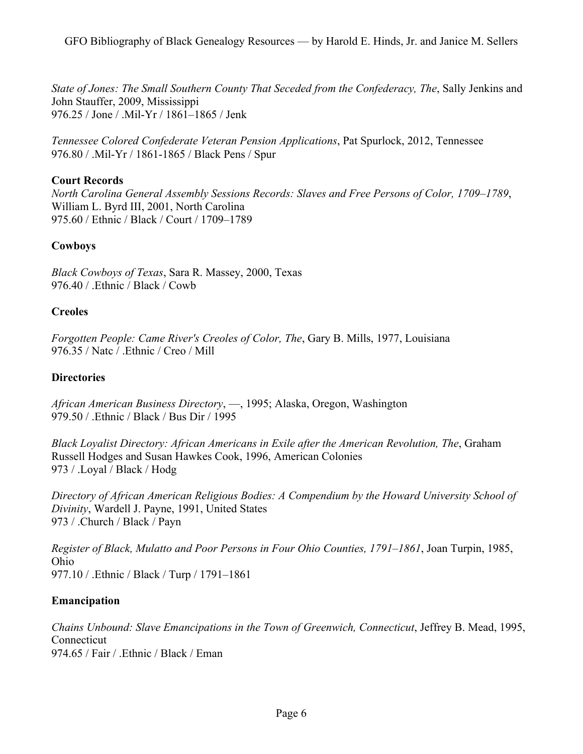*State of Jones: The Small Southern County That Seceded from the Confederacy, The*, Sally Jenkins and John Stauffer, 2009, Mississippi
976.25 / Jone / .Mil-Yr / 1861–1865 / Jenk

*Tennessee Colored Confederate Veteran Pension Applications*, Pat Spurlock, 2012, Tennessee
976.80 / .Mil-Yr / 1861-1865 / Black Pens / Spur

**Court Records**

*North Carolina General Assembly Sessions Records: Slaves and Free Persons of Color, 1709–1789*, William L. Byrd III, 2001, North Carolina
975.60 / Ethnic / Black / Court / 1709–1789

**Cowboys**

*Black Cowboys of Texas*, Sara R. Massey, 2000, Texas
976.40 / .Ethnic / Black / Cowb

**Creoles**

*Forgotten People: Came River's Creoles of Color, The*, Gary B. Mills, 1977, Louisiana
976.35 / Natc / .Ethnic / Creo / Mill

**Directories**

*African American Business Directory*, —, 1995; Alaska, Oregon, Washington
979.50 / .Ethnic / Black / Bus Dir / 1995

*Black Loyalist Directory: African Americans in Exile after the American Revolution, The*, Graham Russell Hodges and Susan Hawkes Cook, 1996, American Colonies
973 / .Loyal / Black / Hodg

*Directory of African American Religious Bodies: A Compendium by the Howard University School of Divinity*, Wardell J. Payne, 1991, United States
973 / .Church / Black / Payn

*Register of Black, Mulatto and Poor Persons in Four Ohio Counties, 1791–1861*, Joan Turpin, 1985, Ohio
977.10 / .Ethnic / Black / Turp / 1791–1861

**Emancipation**

*Chains Unbound: Slave Emancipations in the Town of Greenwich, Connecticut*, Jeffrey B. Mead, 1995, Connecticut
974.65 / Fair / .Ethnic / Black / Eman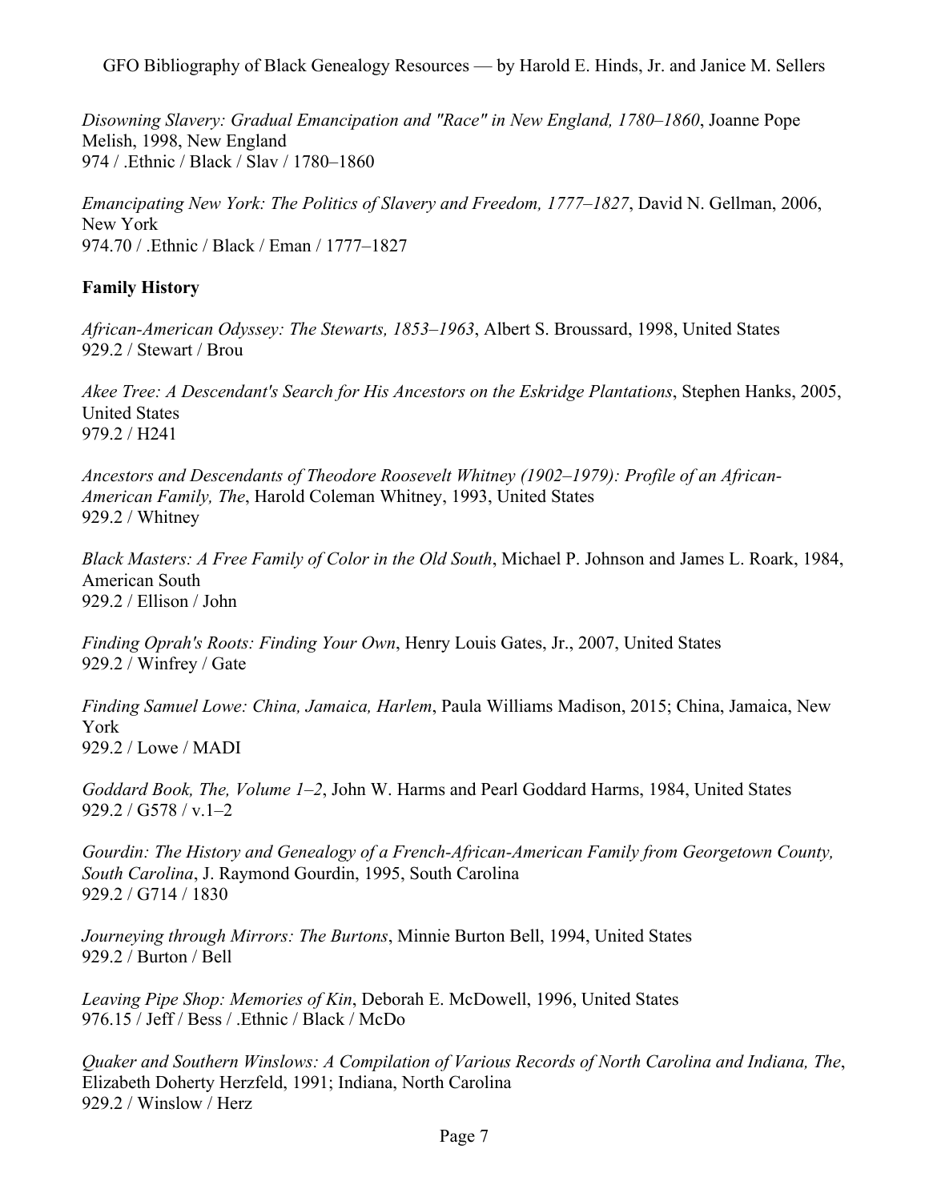*Disowning Slavery: Gradual Emancipation and "Race" in New England, 1780–1860*, Joanne Pope Melish, 1998, New England
974 / .Ethnic / Black / Slav / 1780–1860

*Emancipating New York: The Politics of Slavery and Freedom, 1777–1827*, David N. Gellman, 2006, New York
974.70 / .Ethnic / Black / Eman / 1777–1827

**Family History**

*African-American Odyssey: The Stewarts, 1853–1963*, Albert S. Broussard, 1998, United States
929.2 / Stewart / Brou

*Akee Tree: A Descendant's Search for His Ancestors on the Eskridge Plantations*, Stephen Hanks, 2005, United States
979.2 / H241

*Ancestors and Descendants of Theodore Roosevelt Whitney (1902–1979): Profile of an African-American Family, The*, Harold Coleman Whitney, 1993, United States
929.2 / Whitney

*Black Masters: A Free Family of Color in the Old South*, Michael P. Johnson and James L. Roark, 1984, American South
929.2 / Ellison / John

*Finding Oprah's Roots: Finding Your Own*, Henry Louis Gates, Jr., 2007, United States
929.2 / Winfrey / Gate

*Finding Samuel Lowe: China, Jamaica, Harlem*, Paula Williams Madison, 2015; China, Jamaica, New York
929.2 / Lowe / MADI

*Goddard Book, The, Volume 1–2*, John W. Harms and Pearl Goddard Harms, 1984, United States
929.2 / G578 / v.1–2

*Gourdin: The History and Genealogy of a French-African-American Family from Georgetown County, South Carolina*, J. Raymond Gourdin, 1995, South Carolina
929.2 / G714 / 1830

*Journeying through Mirrors: The Burtons*, Minnie Burton Bell, 1994, United States
929.2 / Burton / Bell

*Leaving Pipe Shop: Memories of Kin*, Deborah E. McDowell, 1996, United States
976.15 / Jeff / Bess / .Ethnic / Black / McDo

*Quaker and Southern Winslows: A Compilation of Various Records of North Carolina and Indiana, The*, Elizabeth Doherty Herzfeld, 1991; Indiana, North Carolina
929.2 / Winslow / Herz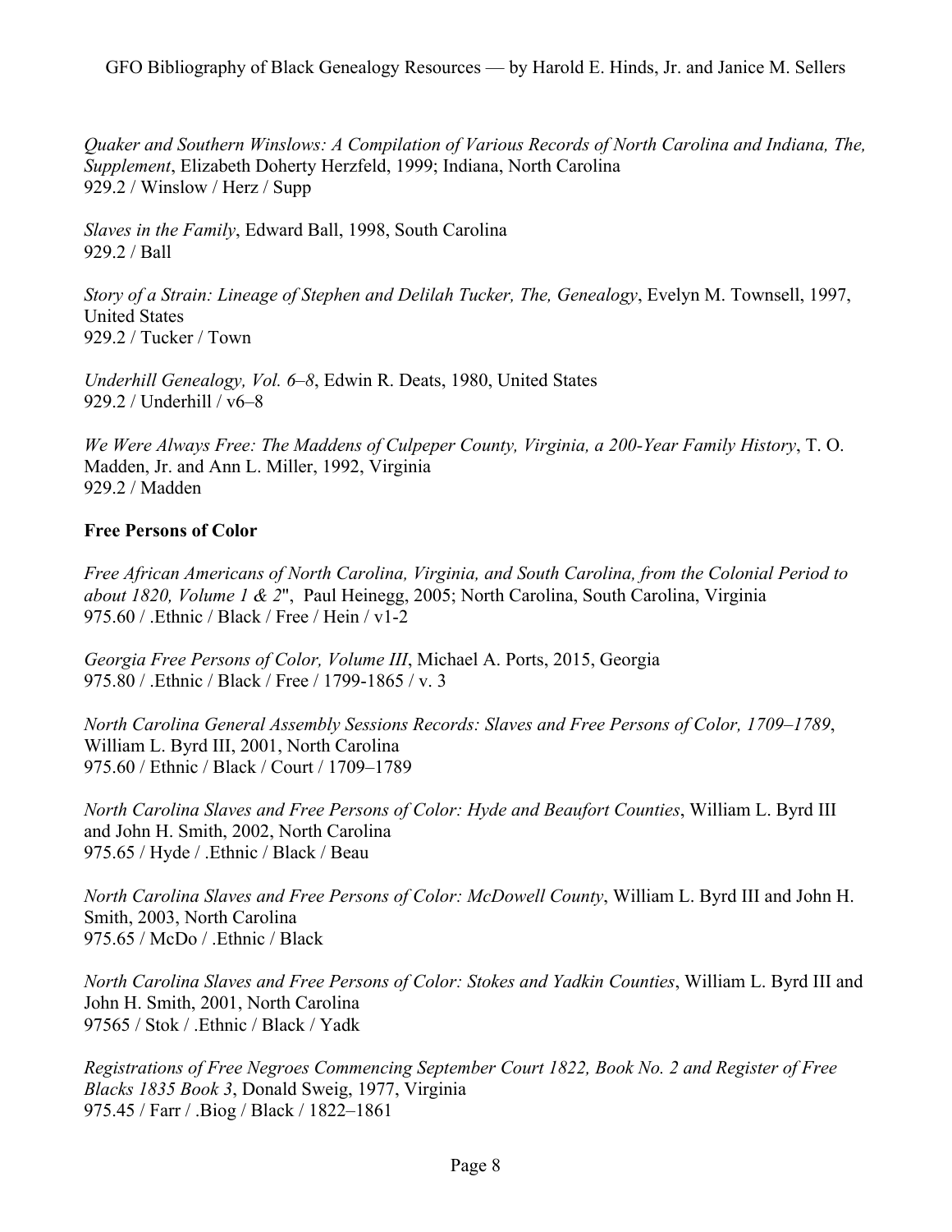*Quaker and Southern Winslows: A Compilation of Various Records of North Carolina and Indiana, The, Supplement*, Elizabeth Doherty Herzfeld, 1999; Indiana, North Carolina
929.2 / Winslow / Herz / Supp

*Slaves in the Family*, Edward Ball, 1998, South Carolina
929.2 / Ball

*Story of a Strain: Lineage of Stephen and Delilah Tucker, The, Genealogy*, Evelyn M. Townsell, 1997, United States
929.2 / Tucker / Town

*Underhill Genealogy, Vol. 6–8*, Edwin R. Deats, 1980, United States
929.2 / Underhill / v6–8

*We Were Always Free: The Maddens of Culpeper County, Virginia, a 200-Year Family History*, T. O. Madden, Jr. and Ann L. Miller, 1992, Virginia
929.2 / Madden

**Free Persons of Color**

*Free African Americans of North Carolina, Virginia, and South Carolina, from the Colonial Period to about 1820, Volume 1 & 2*", Paul Heinegg, 2005; North Carolina, South Carolina, Virginia
975.60 / .Ethnic / Black / Free / Hein / v1-2

*Georgia Free Persons of Color, Volume III*, Michael A. Ports, 2015, Georgia
975.80 / .Ethnic / Black / Free / 1799-1865 / v. 3

*North Carolina General Assembly Sessions Records: Slaves and Free Persons of Color, 1709–1789*, William L. Byrd III, 2001, North Carolina
975.60 / Ethnic / Black / Court / 1709–1789

*North Carolina Slaves and Free Persons of Color: Hyde and Beaufort Counties*, William L. Byrd III and John H. Smith, 2002, North Carolina
975.65 / Hyde / .Ethnic / Black / Beau

*North Carolina Slaves and Free Persons of Color: McDowell County*, William L. Byrd III and John H. Smith, 2003, North Carolina
975.65 / McDo / .Ethnic / Black

*North Carolina Slaves and Free Persons of Color: Stokes and Yadkin Counties*, William L. Byrd III and John H. Smith, 2001, North Carolina
97565 / Stok / .Ethnic / Black / Yadk

*Registrations of Free Negroes Commencing September Court 1822, Book No. 2 and Register of Free Blacks 1835 Book 3*, Donald Sweig, 1977, Virginia
975.45 / Farr / .Biog / Black / 1822–1861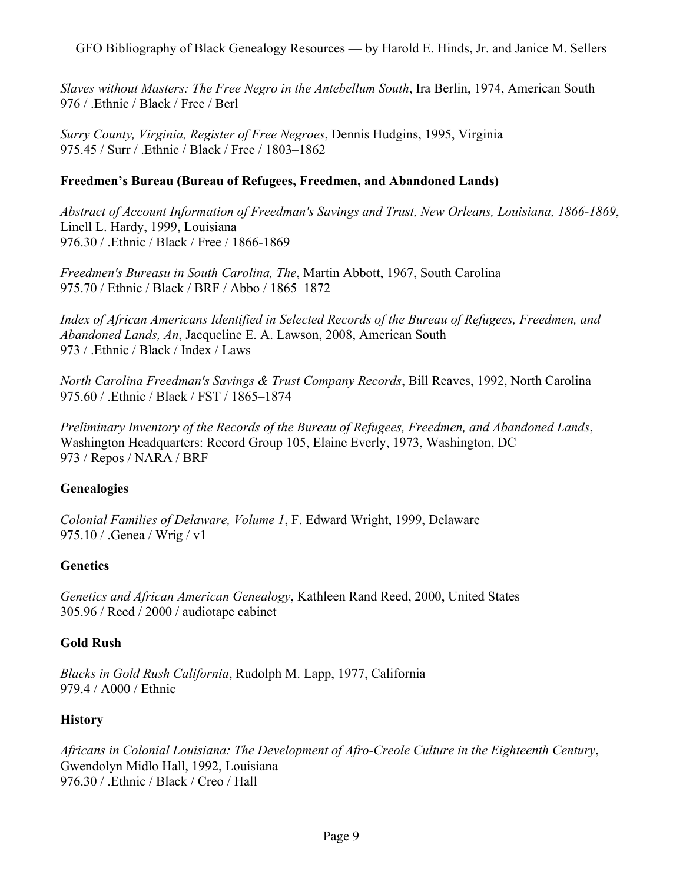*Slaves without Masters: The Free Negro in the Antebellum South*, Ira Berlin, 1974, American South
976 / .Ethnic / Black / Free / Berl

*Surry County, Virginia, Register of Free Negroes*, Dennis Hudgins, 1995, Virginia
975.45 / Surr / .Ethnic / Black / Free / 1803–1862

**Freedmen's Bureau (Bureau of Refugees, Freedmen, and Abandoned Lands)**

*Abstract of Account Information of Freedman's Savings and Trust, New Orleans, Louisiana, 1866-1869*, Linell L. Hardy, 1999, Louisiana
976.30 / .Ethnic / Black / Free / 1866-1869

*Freedmen's Bureasu in South Carolina, The*, Martin Abbott, 1967, South Carolina
975.70 / Ethnic / Black / BRF / Abbo / 1865–1872

*Index of African Americans Identified in Selected Records of the Bureau of Refugees, Freedmen, and Abandoned Lands, An*, Jacqueline E. A. Lawson, 2008, American South
973 / .Ethnic / Black / Index / Laws

*North Carolina Freedman's Savings & Trust Company Records*, Bill Reaves, 1992, North Carolina
975.60 / .Ethnic / Black / FST / 1865–1874

*Preliminary Inventory of the Records of the Bureau of Refugees, Freedmen, and Abandoned Lands*, Washington Headquarters: Record Group 105, Elaine Everly, 1973, Washington, DC
973 / Repos / NARA / BRF

**Genealogies**

*Colonial Families of Delaware, Volume 1*, F. Edward Wright, 1999, Delaware
975.10 / .Genea / Wrig / v1

**Genetics**

*Genetics and African American Genealogy*, Kathleen Rand Reed, 2000, United States
305.96 / Reed / 2000 / audiotape cabinet

**Gold Rush**

*Blacks in Gold Rush California*, Rudolph M. Lapp, 1977, California
979.4 / A000 / Ethnic

**History**

*Africans in Colonial Louisiana: The Development of Afro-Creole Culture in the Eighteenth Century*, Gwendolyn Midlo Hall, 1992, Louisiana
976.30 / .Ethnic / Black / Creo / Hall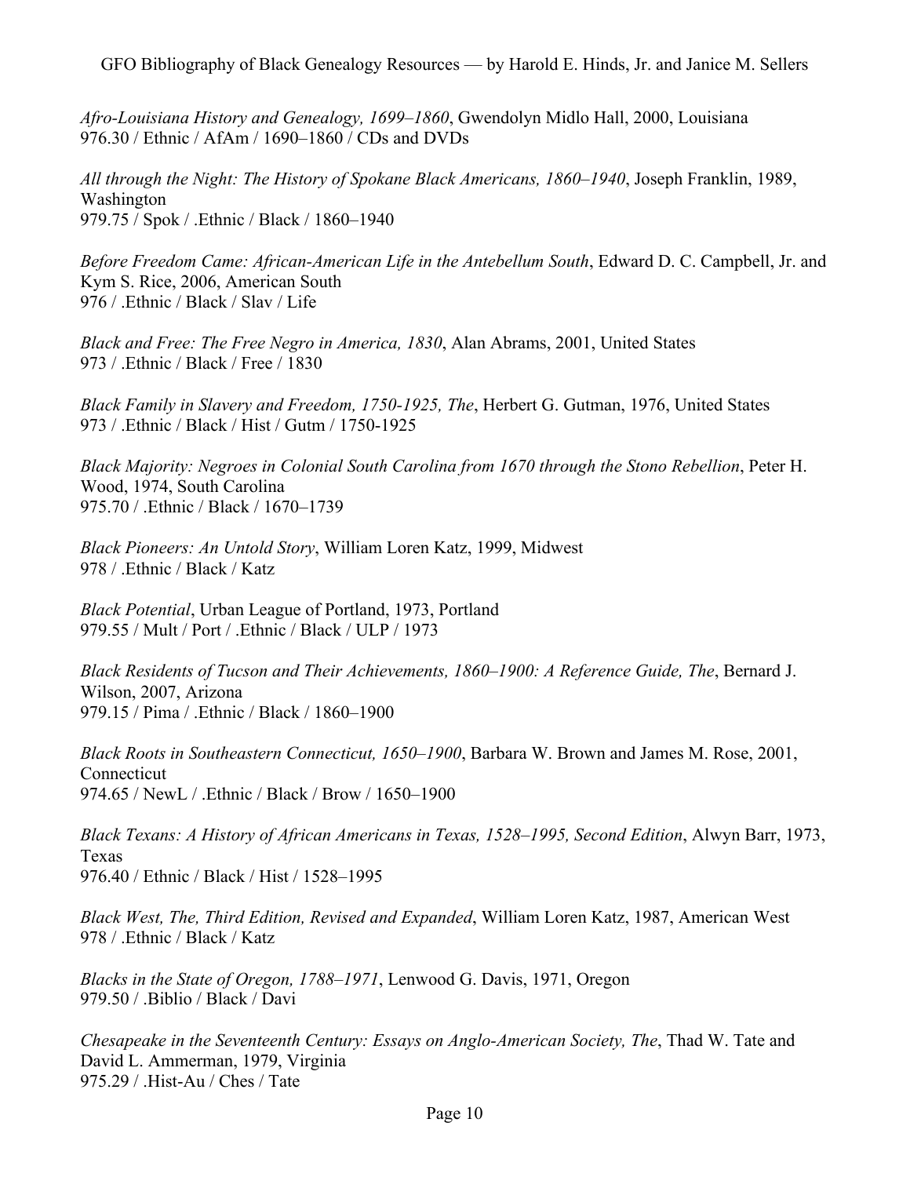*Afro-Louisiana History and Genealogy, 1699–1860*, Gwendolyn Midlo Hall, 2000, Louisiana
976.30 / Ethnic / AfAm / 1690–1860 / CDs and DVDs

*All through the Night: The History of Spokane Black Americans, 1860–1940*, Joseph Franklin, 1989, Washington
979.75 / Spok / .Ethnic / Black / 1860–1940

*Before Freedom Came: African-American Life in the Antebellum South*, Edward D. C. Campbell, Jr. and Kym S. Rice, 2006, American South
976 / .Ethnic / Black / Slav / Life

*Black and Free: The Free Negro in America, 1830*, Alan Abrams, 2001, United States
973 / .Ethnic / Black / Free / 1830

*Black Family in Slavery and Freedom, 1750-1925, The*, Herbert G. Gutman, 1976, United States
973 / .Ethnic / Black / Hist / Gutm / 1750-1925

*Black Majority: Negroes in Colonial South Carolina from 1670 through the Stono Rebellion*, Peter H. Wood, 1974, South Carolina
975.70 / .Ethnic / Black / 1670–1739

*Black Pioneers: An Untold Story*, William Loren Katz, 1999, Midwest
978 / .Ethnic / Black / Katz

*Black Potential*, Urban League of Portland, 1973, Portland
979.55 / Mult / Port / .Ethnic / Black / ULP / 1973

*Black Residents of Tucson and Their Achievements, 1860–1900: A Reference Guide, The*, Bernard J. Wilson, 2007, Arizona
979.15 / Pima / .Ethnic / Black / 1860–1900

*Black Roots in Southeastern Connecticut, 1650–1900*, Barbara W. Brown and James M. Rose, 2001, Connecticut
974.65 / NewL / .Ethnic / Black / Brow / 1650–1900

*Black Texans: A History of African Americans in Texas, 1528–1995, Second Edition*, Alwyn Barr, 1973, Texas
976.40 / Ethnic / Black / Hist / 1528–1995

*Black West, The, Third Edition, Revised and Expanded*, William Loren Katz, 1987, American West
978 / .Ethnic / Black / Katz

*Blacks in the State of Oregon, 1788–1971*, Lenwood G. Davis, 1971, Oregon
979.50 / .Biblio / Black / Davi

*Chesapeake in the Seventeenth Century: Essays on Anglo-American Society, The*, Thad W. Tate and David L. Ammerman, 1979, Virginia
975.29 / .Hist-Au / Ches / Tate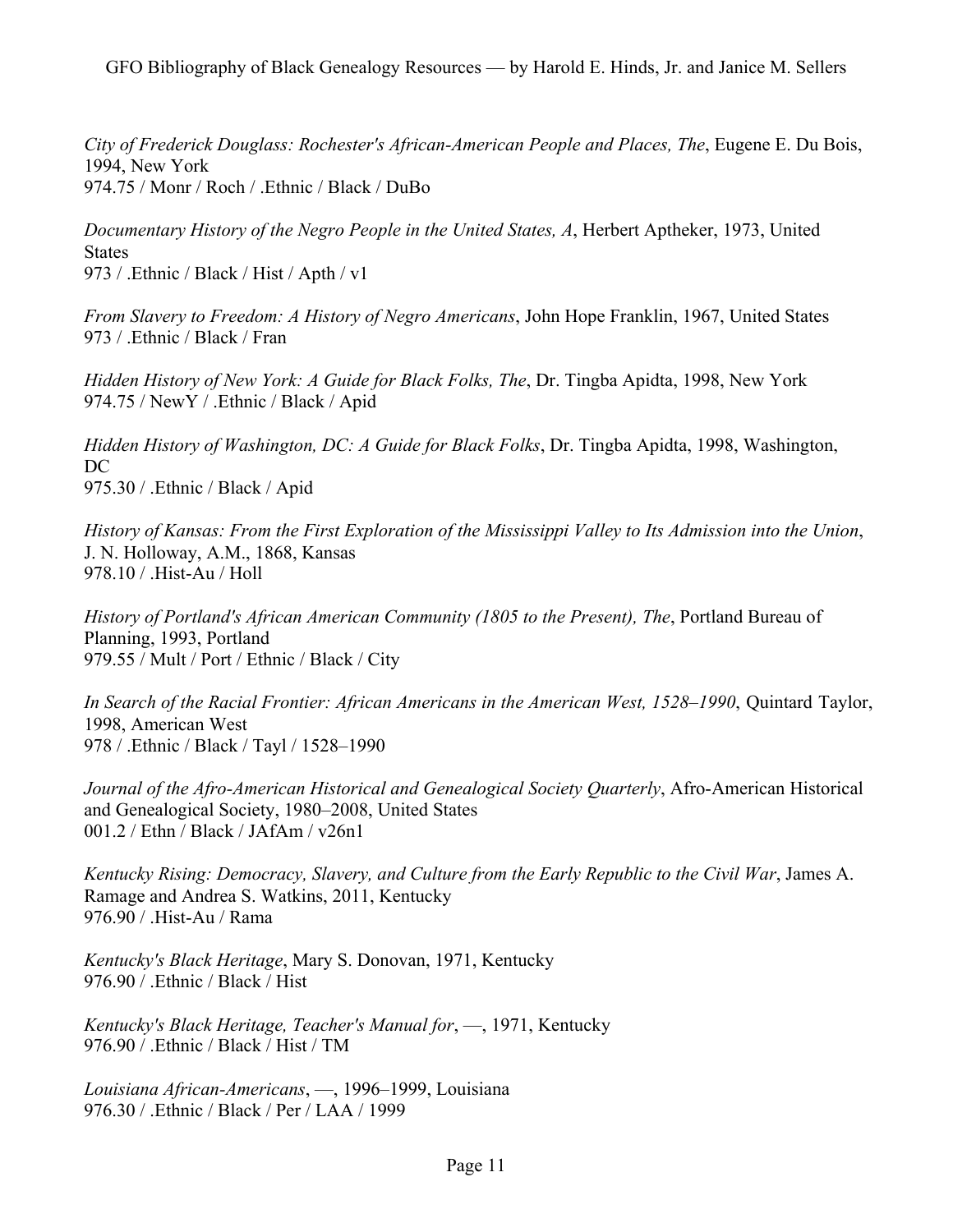*City of Frederick Douglass: Rochester's African-American People and Places, The*, Eugene E. Du Bois, 1994, New York
974.75 / Monr / Roch / .Ethnic / Black / DuBo

*Documentary History of the Negro People in the United States, A*, Herbert Aptheker, 1973, United States
973 / .Ethnic / Black / Hist / Apth / v1

*From Slavery to Freedom: A History of Negro Americans*, John Hope Franklin, 1967, United States
973 / .Ethnic / Black / Fran

*Hidden History of New York: A Guide for Black Folks, The*, Dr. Tingba Apidta, 1998, New York
974.75 / NewY / .Ethnic / Black / Apid

*Hidden History of Washington, DC: A Guide for Black Folks*, Dr. Tingba Apidta, 1998, Washington, DC
975.30 / .Ethnic / Black / Apid

*History of Kansas: From the First Exploration of the Mississippi Valley to Its Admission into the Union*, J. N. Holloway, A.M., 1868, Kansas
978.10 / .Hist-Au / Holl

*History of Portland's African American Community (1805 to the Present), The*, Portland Bureau of Planning, 1993, Portland
979.55 / Mult / Port / Ethnic / Black / City

*In Search of the Racial Frontier: African Americans in the American West, 1528–1990*, Quintard Taylor, 1998, American West
978 / .Ethnic / Black / Tayl / 1528–1990

*Journal of the Afro-American Historical and Genealogical Society Quarterly*, Afro-American Historical and Genealogical Society, 1980–2008, United States
001.2 / Ethn / Black / JAfAm / v26n1

*Kentucky Rising: Democracy, Slavery, and Culture from the Early Republic to the Civil War*, James A. Ramage and Andrea S. Watkins, 2011, Kentucky
976.90 / .Hist-Au / Rama

*Kentucky's Black Heritage*, Mary S. Donovan, 1971, Kentucky
976.90 / .Ethnic / Black / Hist

*Kentucky's Black Heritage, Teacher's Manual for*, —, 1971, Kentucky
976.90 / .Ethnic / Black / Hist / TM

*Louisiana African-Americans*, —, 1996–1999, Louisiana
976.30 / .Ethnic / Black / Per / LAA / 1999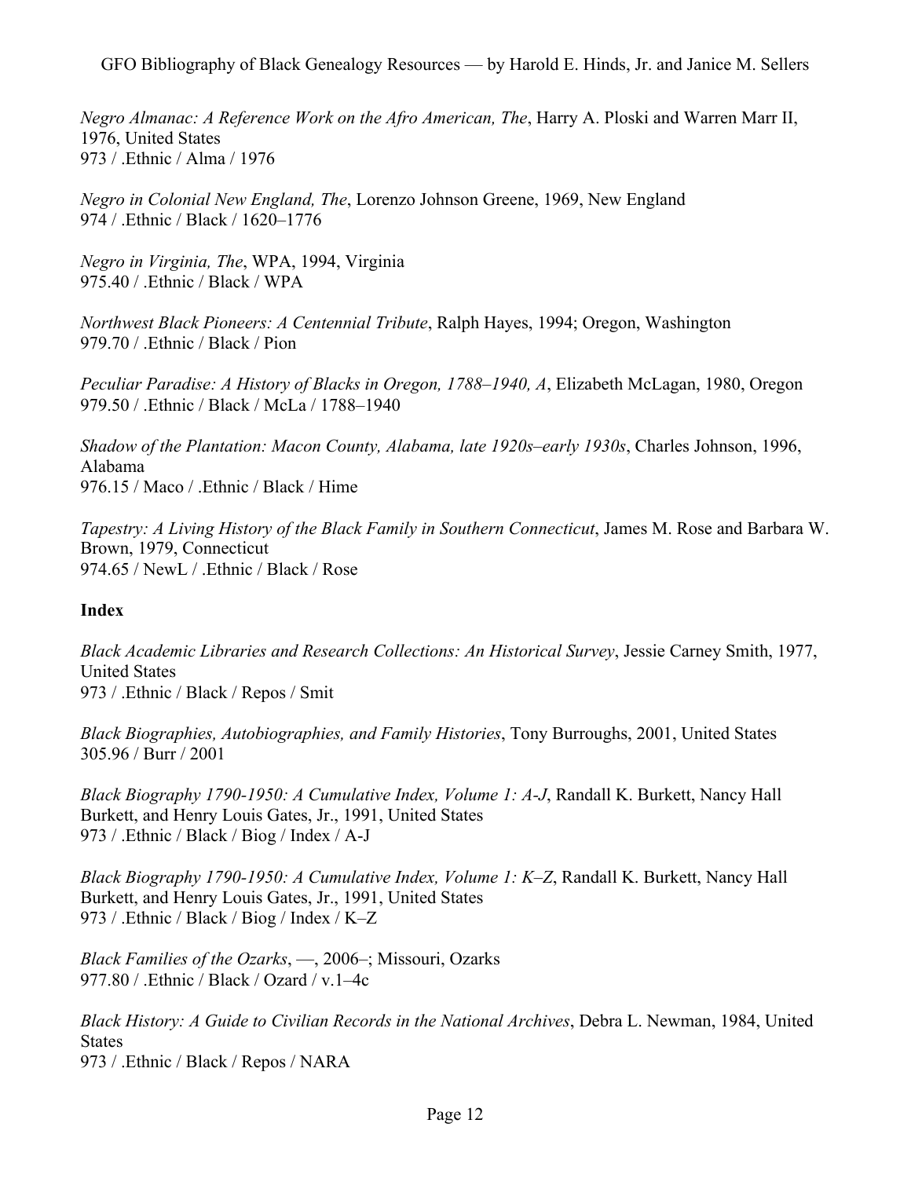*Negro Almanac: A Reference Work on the Afro American, The*, Harry A. Ploski and Warren Marr II, 1976, United States
973 / .Ethnic / Alma / 1976

*Negro in Colonial New England, The*, Lorenzo Johnson Greene, 1969, New England
974 / .Ethnic / Black / 1620–1776

*Negro in Virginia, The*, WPA, 1994, Virginia
975.40 / .Ethnic / Black / WPA

*Northwest Black Pioneers: A Centennial Tribute*, Ralph Hayes, 1994; Oregon, Washington
979.70 / .Ethnic / Black / Pion

*Peculiar Paradise: A History of Blacks in Oregon, 1788–1940, A*, Elizabeth McLagan, 1980, Oregon
979.50 / .Ethnic / Black / McLa / 1788–1940

*Shadow of the Plantation: Macon County, Alabama, late 1920s–early 1930s*, Charles Johnson, 1996, Alabama
976.15 / Maco / .Ethnic / Black / Hime

*Tapestry: A Living History of the Black Family in Southern Connecticut*, James M. Rose and Barbara W. Brown, 1979, Connecticut
974.65 / NewL / .Ethnic / Black / Rose

**Index**

*Black Academic Libraries and Research Collections: An Historical Survey*, Jessie Carney Smith, 1977, United States
973 / .Ethnic / Black / Repos / Smit

*Black Biographies, Autobiographies, and Family Histories*, Tony Burroughs, 2001, United States
305.96 / Burr / 2001

*Black Biography 1790-1950: A Cumulative Index, Volume 1: A-J*, Randall K. Burkett, Nancy Hall Burkett, and Henry Louis Gates, Jr., 1991, United States
973 / .Ethnic / Black / Biog / Index / A-J

*Black Biography 1790-1950: A Cumulative Index, Volume 1: K–Z*, Randall K. Burkett, Nancy Hall Burkett, and Henry Louis Gates, Jr., 1991, United States
973 / .Ethnic / Black / Biog / Index / K–Z

*Black Families of the Ozarks*, —, 2006–; Missouri, Ozarks
977.80 / .Ethnic / Black / Ozard / v.1–4c

*Black History: A Guide to Civilian Records in the National Archives*, Debra L. Newman, 1984, United States
973 / .Ethnic / Black / Repos / NARA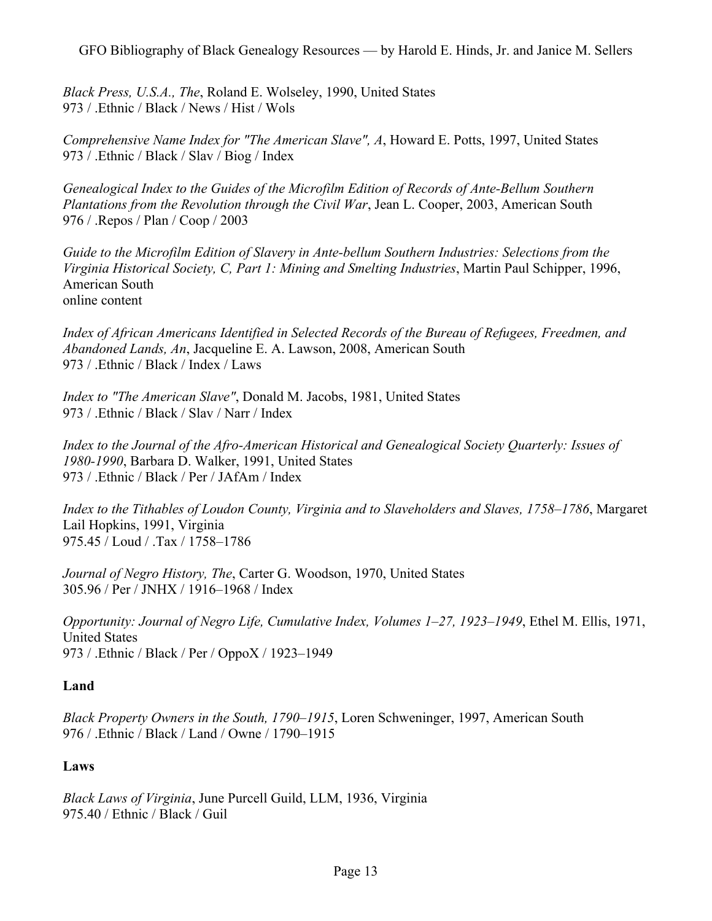*Black Press, U.S.A., The*, Roland E. Wolseley, 1990, United States
973 / .Ethnic / Black / News / Hist / Wols

*Comprehensive Name Index for "The American Slave", A*, Howard E. Potts, 1997, United States
973 / .Ethnic / Black / Slav / Biog / Index

*Genealogical Index to the Guides of the Microfilm Edition of Records of Ante-Bellum Southern Plantations from the Revolution through the Civil War*, Jean L. Cooper, 2003, American South
976 / .Repos / Plan / Coop / 2003

*Guide to the Microfilm Edition of Slavery in Ante-bellum Southern Industries: Selections from the Virginia Historical Society, C, Part 1: Mining and Smelting Industries*, Martin Paul Schipper, 1996, American South
online content

*Index of African Americans Identified in Selected Records of the Bureau of Refugees, Freedmen, and Abandoned Lands, An*, Jacqueline E. A. Lawson, 2008, American South
973 / .Ethnic / Black / Index / Laws

*Index to "The American Slave"*, Donald M. Jacobs, 1981, United States
973 / .Ethnic / Black / Slav / Narr / Index

*Index to the Journal of the Afro-American Historical and Genealogical Society Quarterly: Issues of 1980-1990*, Barbara D. Walker, 1991, United States
973 / .Ethnic / Black / Per / JAfAm / Index

*Index to the Tithables of Loudon County, Virginia and to Slaveholders and Slaves, 1758–1786*, Margaret Lail Hopkins, 1991, Virginia
975.45 / Loud / .Tax / 1758–1786

*Journal of Negro History, The*, Carter G. Woodson, 1970, United States
305.96 / Per / JNHX / 1916–1968 / Index

*Opportunity: Journal of Negro Life, Cumulative Index, Volumes 1–27, 1923–1949*, Ethel M. Ellis, 1971, United States
973 / .Ethnic / Black / Per / OppoX / 1923–1949

**Land**

*Black Property Owners in the South, 1790–1915*, Loren Schweninger, 1997, American South
976 / .Ethnic / Black / Land / Owne / 1790–1915

**Laws**

*Black Laws of Virginia*, June Purcell Guild, LLM, 1936, Virginia
975.40 / Ethnic / Black / Guil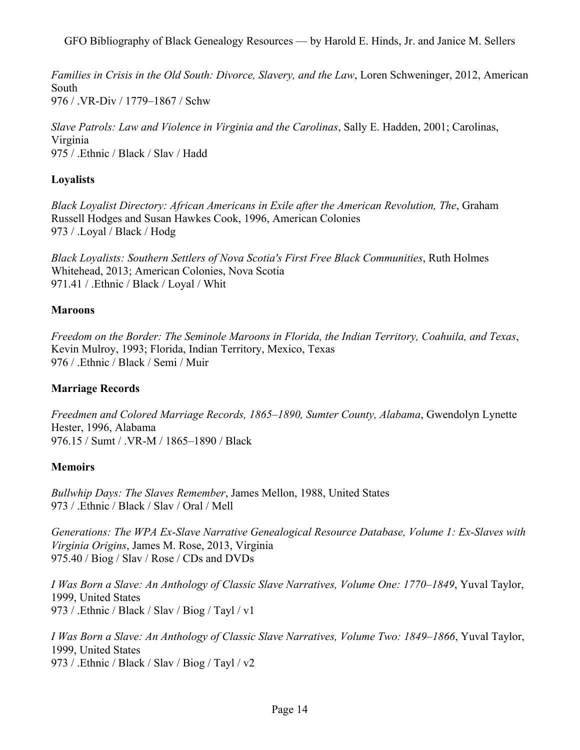*Families in Crisis in the Old South: Divorce, Slavery, and the Law*, Loren Schweninger, 2012, American South
976 / .VR-Div / 1779–1867 / Schw

*Slave Patrols: Law and Violence in Virginia and the Carolinas*, Sally E. Hadden, 2001; Carolinas, Virginia
975 / .Ethnic / Black / Slav / Hadd

**Loyalists**

*Black Loyalist Directory: African Americans in Exile after the American Revolution, The*, Graham Russell Hodges and Susan Hawkes Cook, 1996, American Colonies
973 / .Loyal / Black / Hodg

*Black Loyalists: Southern Settlers of Nova Scotia's First Free Black Communities*, Ruth Holmes Whitehead, 2013; American Colonies, Nova Scotia
971.41 / .Ethnic / Black / Loyal / Whit

**Maroons**

*Freedom on the Border: The Seminole Maroons in Florida, the Indian Territory, Coahuila, and Texas*, Kevin Mulroy, 1993; Florida, Indian Territory, Mexico, Texas
976 / .Ethnic / Black / Semi / Muir

**Marriage Records**

*Freedmen and Colored Marriage Records, 1865–1890, Sumter County, Alabama*, Gwendolyn Lynette Hester, 1996, Alabama
976.15 / Sumt / .VR-M / 1865–1890 / Black

**Memoirs**

*Bullwhip Days: The Slaves Remember*, James Mellon, 1988, United States
973 / .Ethnic / Black / Slav / Oral / Mell

*Generations: The WPA Ex-Slave Narrative Genealogical Resource Database, Volume 1: Ex-Slaves with Virginia Origins*, James M. Rose, 2013, Virginia
975.40 / Biog / Slav / Rose / CDs and DVDs

*I Was Born a Slave: An Anthology of Classic Slave Narratives, Volume One: 1770–1849*, Yuval Taylor, 1999, United States
973 / .Ethnic / Black / Slav / Biog / Tayl / v1

*I Was Born a Slave: An Anthology of Classic Slave Narratives, Volume Two: 1849–1866*, Yuval Taylor, 1999, United States
973 / .Ethnic / Black / Slav / Biog / Tayl / v2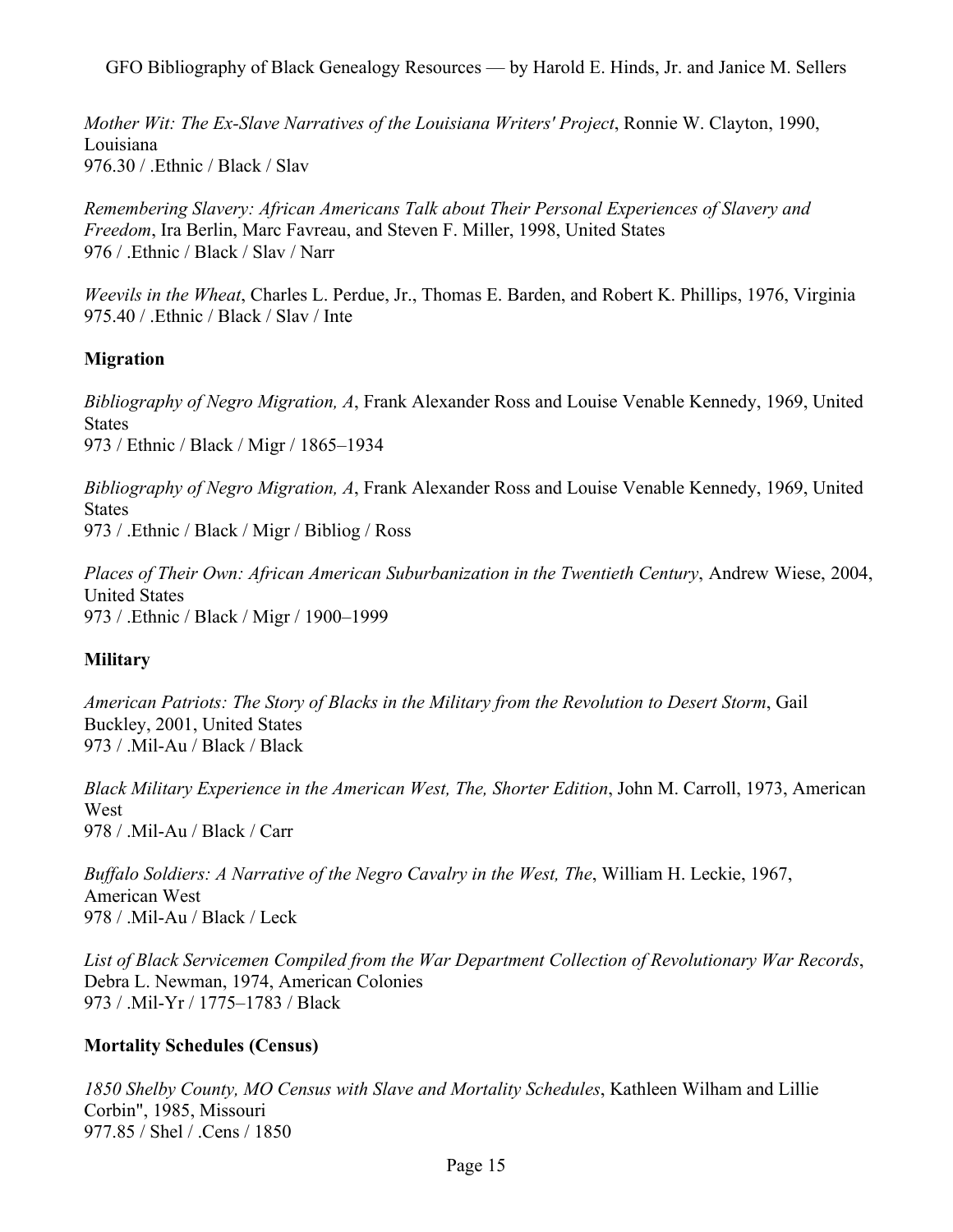*Mother Wit: The Ex-Slave Narratives of the Louisiana Writers' Project*, Ronnie W. Clayton, 1990, Louisiana
976.30 / .Ethnic / Black / Slav

*Remembering Slavery: African Americans Talk about Their Personal Experiences of Slavery and Freedom*, Ira Berlin, Marc Favreau, and Steven F. Miller, 1998, United States
976 / .Ethnic / Black / Slav / Narr

*Weevils in the Wheat*, Charles L. Perdue, Jr., Thomas E. Barden, and Robert K. Phillips, 1976, Virginia
975.40 / .Ethnic / Black / Slav / Inte

**Migration**

*Bibliography of Negro Migration, A*, Frank Alexander Ross and Louise Venable Kennedy, 1969, United States
973 / Ethnic / Black / Migr / 1865–1934

*Bibliography of Negro Migration, A*, Frank Alexander Ross and Louise Venable Kennedy, 1969, United States
973 / .Ethnic / Black / Migr / Bibliog / Ross

*Places of Their Own: African American Suburbanization in the Twentieth Century*, Andrew Wiese, 2004, United States
973 / .Ethnic / Black / Migr / 1900–1999

**Military**

*American Patriots: The Story of Blacks in the Military from the Revolution to Desert Storm*, Gail Buckley, 2001, United States
973 / .Mil-Au / Black / Black

*Black Military Experience in the American West, The, Shorter Edition*, John M. Carroll, 1973, American West
978 / .Mil-Au / Black / Carr

*Buffalo Soldiers: A Narrative of the Negro Cavalry in the West, The*, William H. Leckie, 1967, American West
978 / .Mil-Au / Black / Leck

*List of Black Servicemen Compiled from the War Department Collection of Revolutionary War Records*, Debra L. Newman, 1974, American Colonies
973 / .Mil-Yr / 1775–1783 / Black

**Mortality Schedules (Census)**

*1850 Shelby County, MO Census with Slave and Mortality Schedules*, Kathleen Wilham and Lillie Corbin", 1985, Missouri
977.85 / Shel / .Cens / 1850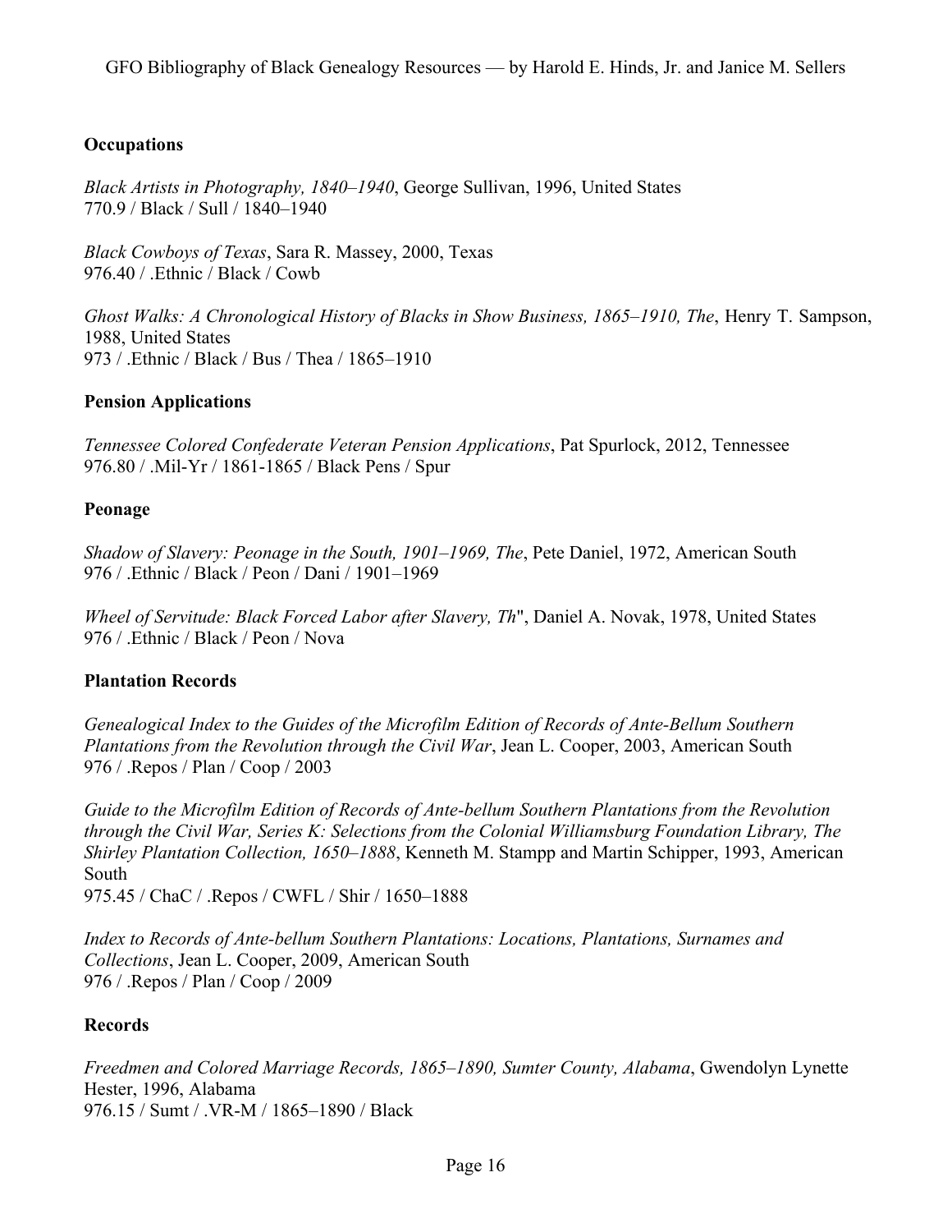**Occupations**

*Black Artists in Photography, 1840–1940*, George Sullivan, 1996, United States
770.9 / Black / Sull / 1840–1940

*Black Cowboys of Texas*, Sara R. Massey, 2000, Texas
976.40 / .Ethnic / Black / Cowb

*Ghost Walks: A Chronological History of Blacks in Show Business, 1865–1910, The*, Henry T. Sampson, 1988, United States
973 / .Ethnic / Black / Bus / Thea / 1865–1910

**Pension Applications**

*Tennessee Colored Confederate Veteran Pension Applications*, Pat Spurlock, 2012, Tennessee
976.80 / .Mil-Yr / 1861-1865 / Black Pens / Spur

**Peonage**

*Shadow of Slavery: Peonage in the South, 1901–1969, The*, Pete Daniel, 1972, American South
976 / .Ethnic / Black / Peon / Dani / 1901–1969

*Wheel of Servitude: Black Forced Labor after Slavery, Th*", Daniel A. Novak, 1978, United States
976 / .Ethnic / Black / Peon / Nova

**Plantation Records**

*Genealogical Index to the Guides of the Microfilm Edition of Records of Ante-Bellum Southern Plantations from the Revolution through the Civil War*, Jean L. Cooper, 2003, American South
976 / .Repos / Plan / Coop / 2003

*Guide to the Microfilm Edition of Records of Ante-bellum Southern Plantations from the Revolution through the Civil War, Series K: Selections from the Colonial Williamsburg Foundation Library, The Shirley Plantation Collection, 1650–1888*, Kenneth M. Stampp and Martin Schipper, 1993, American South
975.45 / ChaC / .Repos / CWFL / Shir / 1650–1888

*Index to Records of Ante-bellum Southern Plantations: Locations, Plantations, Surnames and Collections*, Jean L. Cooper, 2009, American South
976 / .Repos / Plan / Coop / 2009

**Records**

*Freedmen and Colored Marriage Records, 1865–1890, Sumter County, Alabama*, Gwendolyn Lynette Hester, 1996, Alabama
976.15 / Sumt / .VR-M / 1865–1890 / Black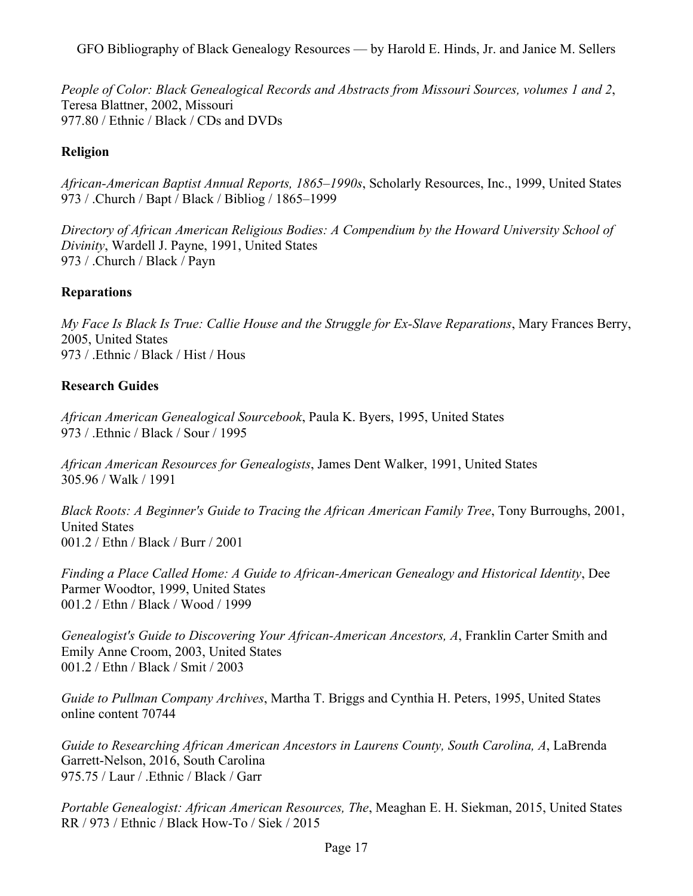*People of Color: Black Genealogical Records and Abstracts from Missouri Sources, volumes 1 and 2*, Teresa Blattner, 2002, Missouri
977.80 / Ethnic / Black / CDs and DVDs

**Religion**

*African-American Baptist Annual Reports, 1865–1990s*, Scholarly Resources, Inc., 1999, United States
973 / .Church / Bapt / Black / Bibliog / 1865–1999

*Directory of African American Religious Bodies: A Compendium by the Howard University School of Divinity*, Wardell J. Payne, 1991, United States
973 / .Church / Black / Payn

**Reparations**

*My Face Is Black Is True: Callie House and the Struggle for Ex-Slave Reparations*, Mary Frances Berry, 2005, United States
973 / .Ethnic / Black / Hist / Hous

**Research Guides**

*African American Genealogical Sourcebook*, Paula K. Byers, 1995, United States
973 / .Ethnic / Black / Sour / 1995

*African American Resources for Genealogists*, James Dent Walker, 1991, United States
305.96 / Walk / 1991

*Black Roots: A Beginner's Guide to Tracing the African American Family Tree*, Tony Burroughs, 2001, United States
001.2 / Ethn / Black / Burr / 2001

*Finding a Place Called Home: A Guide to African-American Genealogy and Historical Identity*, Dee Parmer Woodtor, 1999, United States
001.2 / Ethn / Black / Wood / 1999

*Genealogist's Guide to Discovering Your African-American Ancestors, A*, Franklin Carter Smith and Emily Anne Croom, 2003, United States
001.2 / Ethn / Black / Smit / 2003

*Guide to Pullman Company Archives*, Martha T. Briggs and Cynthia H. Peters, 1995, United States
online content 70744

*Guide to Researching African American Ancestors in Laurens County, South Carolina, A*, LaBrenda Garrett-Nelson, 2016, South Carolina
975.75 / Laur / .Ethnic / Black / Garr

*Portable Genealogist: African American Resources, The*, Meaghan E. H. Siekman, 2015, United States
RR / 973 / Ethnic / Black How-To / Siek / 2015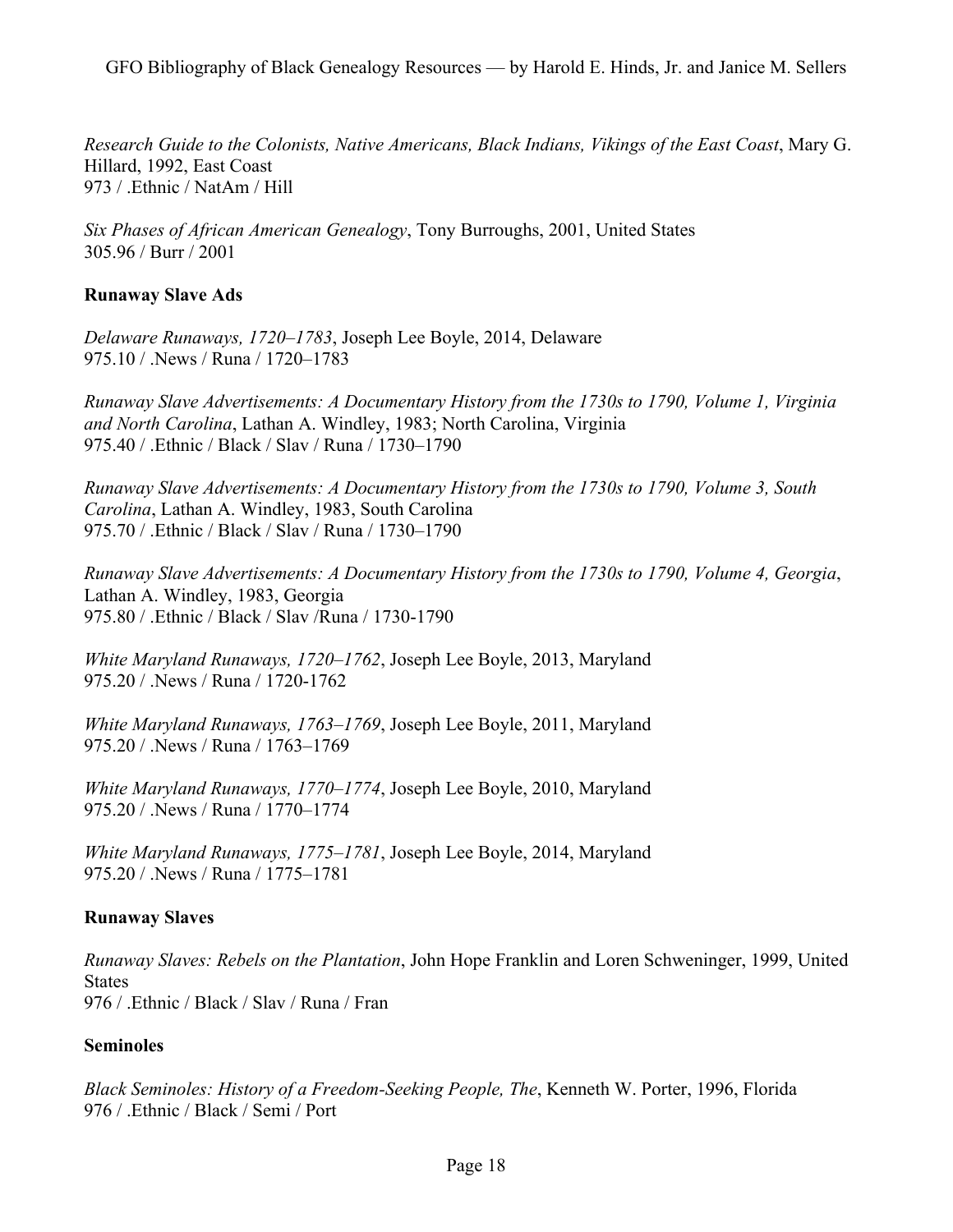*Research Guide to the Colonists, Native Americans, Black Indians, Vikings of the East Coast*, Mary G. Hillard, 1992, East Coast
973 / .Ethnic / NatAm / Hill

*Six Phases of African American Genealogy*, Tony Burroughs, 2001, United States
305.96 / Burr / 2001

**Runaway Slave Ads**

*Delaware Runaways, 1720–1783*, Joseph Lee Boyle, 2014, Delaware
975.10 / .News / Runa / 1720–1783

*Runaway Slave Advertisements: A Documentary History from the 1730s to 1790, Volume 1, Virginia and North Carolina*, Lathan A. Windley, 1983; North Carolina, Virginia
975.40 / .Ethnic / Black / Slav / Runa / 1730–1790

*Runaway Slave Advertisements: A Documentary History from the 1730s to 1790, Volume 3, South Carolina*, Lathan A. Windley, 1983, South Carolina
975.70 / .Ethnic / Black / Slav / Runa / 1730–1790

*Runaway Slave Advertisements: A Documentary History from the 1730s to 1790, Volume 4, Georgia*, Lathan A. Windley, 1983, Georgia
975.80 / .Ethnic / Black / Slav /Runa / 1730-1790

*White Maryland Runaways, 1720–1762*, Joseph Lee Boyle, 2013, Maryland
975.20 / .News / Runa / 1720-1762

*White Maryland Runaways, 1763–1769*, Joseph Lee Boyle, 2011, Maryland
975.20 / .News / Runa / 1763–1769

*White Maryland Runaways, 1770–1774*, Joseph Lee Boyle, 2010, Maryland
975.20 / .News / Runa / 1770–1774

*White Maryland Runaways, 1775–1781*, Joseph Lee Boyle, 2014, Maryland
975.20 / .News / Runa / 1775–1781

**Runaway Slaves**

*Runaway Slaves: Rebels on the Plantation*, John Hope Franklin and Loren Schweninger, 1999, United States
976 / .Ethnic / Black / Slav / Runa / Fran

**Seminoles**

*Black Seminoles: History of a Freedom-Seeking People, The*, Kenneth W. Porter, 1996, Florida
976 / .Ethnic / Black / Semi / Port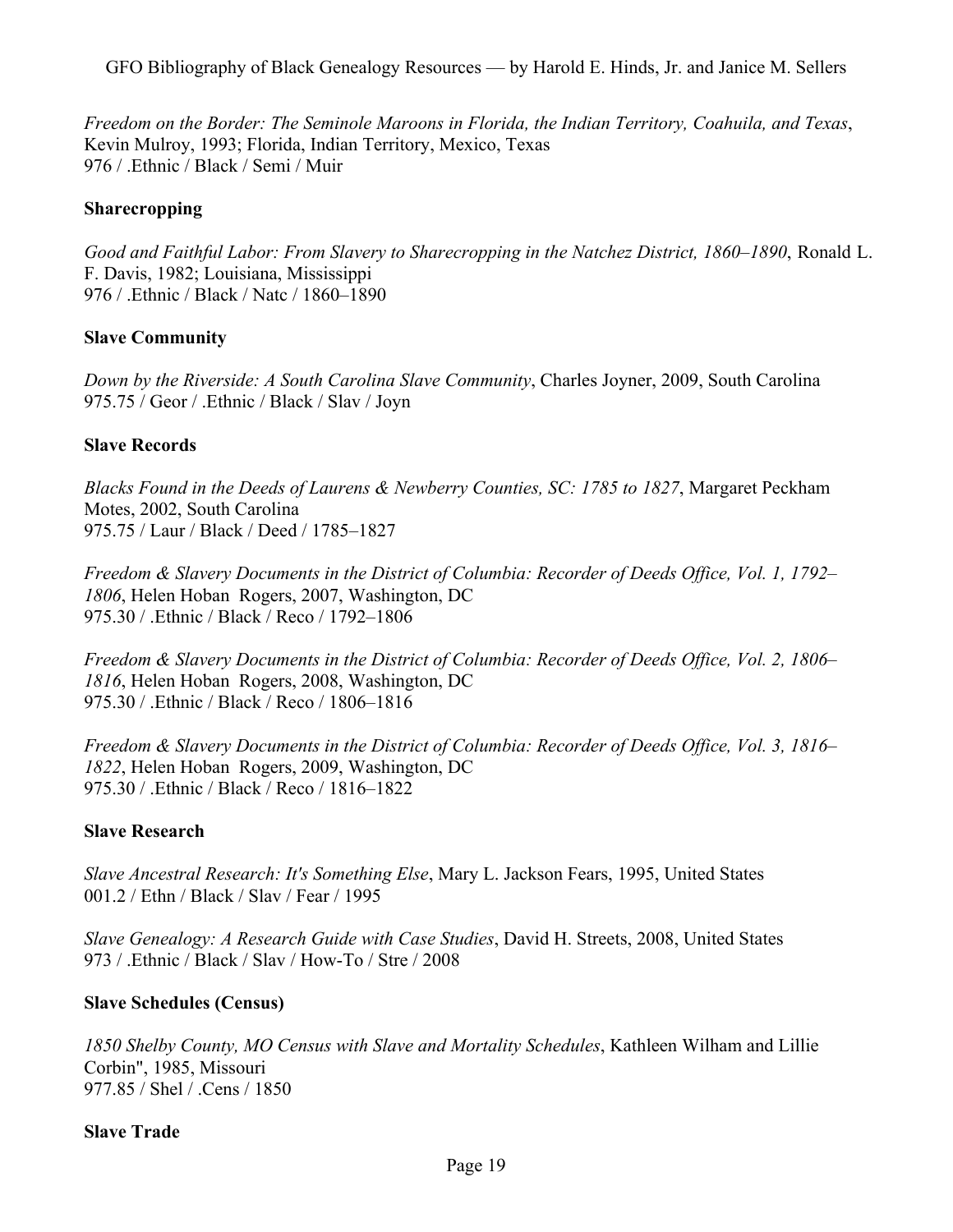*Freedom on the Border: The Seminole Maroons in Florida, the Indian Territory, Coahuila, and Texas*, Kevin Mulroy, 1993; Florida, Indian Territory, Mexico, Texas
976 / .Ethnic / Black / Semi / Muir

**Sharecropping**

*Good and Faithful Labor: From Slavery to Sharecropping in the Natchez District, 1860–1890*, Ronald L. F. Davis, 1982; Louisiana, Mississippi
976 / .Ethnic / Black / Natc / 1860–1890

**Slave Community**

*Down by the Riverside: A South Carolina Slave Community*, Charles Joyner, 2009, South Carolina
975.75 / Geor / .Ethnic / Black / Slav / Joyn

**Slave Records**

*Blacks Found in the Deeds of Laurens & Newberry Counties, SC: 1785 to 1827*, Margaret Peckham Motes, 2002, South Carolina
975.75 / Laur / Black / Deed / 1785–1827

*Freedom & Slavery Documents in the District of Columbia: Recorder of Deeds Office, Vol. 1, 1792–1806*, Helen Hoban Rogers, 2007, Washington, DC
975.30 / .Ethnic / Black / Reco / 1792–1806

*Freedom & Slavery Documents in the District of Columbia: Recorder of Deeds Office, Vol. 2, 1806–1816*, Helen Hoban Rogers, 2008, Washington, DC
975.30 / .Ethnic / Black / Reco / 1806–1816

*Freedom & Slavery Documents in the District of Columbia: Recorder of Deeds Office, Vol. 3, 1816–1822*, Helen Hoban Rogers, 2009, Washington, DC
975.30 / .Ethnic / Black / Reco / 1816–1822

**Slave Research**

*Slave Ancestral Research: It's Something Else*, Mary L. Jackson Fears, 1995, United States
001.2 / Ethn / Black / Slav / Fear / 1995

*Slave Genealogy: A Research Guide with Case Studies*, David H. Streets, 2008, United States
973 / .Ethnic / Black / Slav / How-To / Stre / 2008

**Slave Schedules (Census)**

*1850 Shelby County, MO Census with Slave and Mortality Schedules*, Kathleen Wilham and Lillie Corbin", 1985, Missouri
977.85 / Shel / .Cens / 1850

**Slave Trade**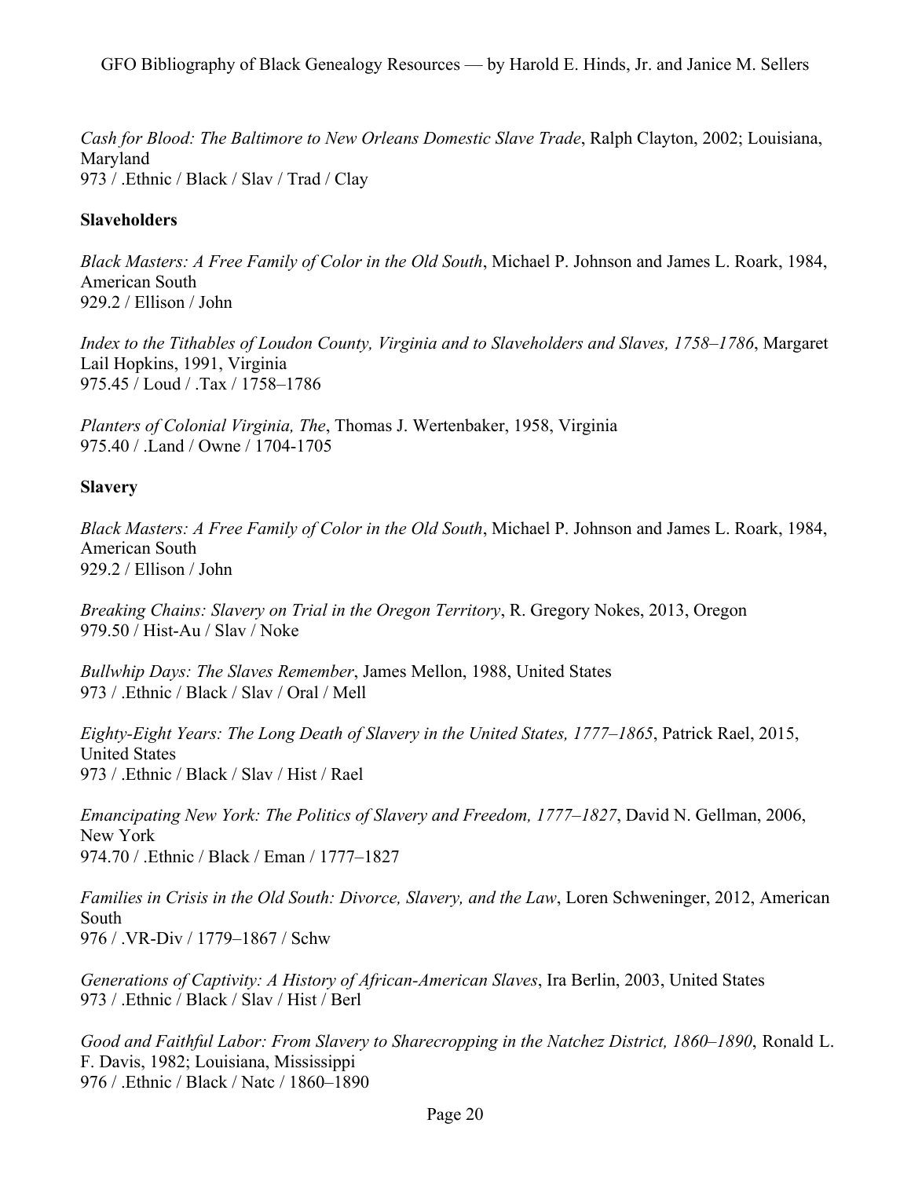*Cash for Blood: The Baltimore to New Orleans Domestic Slave Trade*, Ralph Clayton, 2002; Louisiana, Maryland
973 / .Ethnic / Black / Slav / Trad / Clay

**Slaveholders**

*Black Masters: A Free Family of Color in the Old South*, Michael P. Johnson and James L. Roark, 1984, American South
929.2 / Ellison / John

*Index to the Tithables of Loudon County, Virginia and to Slaveholders and Slaves, 1758–1786*, Margaret Lail Hopkins, 1991, Virginia
975.45 / Loud / .Tax / 1758–1786

*Planters of Colonial Virginia, The*, Thomas J. Wertenbaker, 1958, Virginia
975.40 / .Land / Owne / 1704-1705

**Slavery**

*Black Masters: A Free Family of Color in the Old South*, Michael P. Johnson and James L. Roark, 1984, American South
929.2 / Ellison / John

*Breaking Chains: Slavery on Trial in the Oregon Territory*, R. Gregory Nokes, 2013, Oregon
979.50 / Hist-Au / Slav / Noke

*Bullwhip Days: The Slaves Remember*, James Mellon, 1988, United States
973 / .Ethnic / Black / Slav / Oral / Mell

*Eighty-Eight Years: The Long Death of Slavery in the United States, 1777–1865*, Patrick Rael, 2015, United States
973 / .Ethnic / Black / Slav / Hist / Rael

*Emancipating New York: The Politics of Slavery and Freedom, 1777–1827*, David N. Gellman, 2006, New York
974.70 / .Ethnic / Black / Eman / 1777–1827

*Families in Crisis in the Old South: Divorce, Slavery, and the Law*, Loren Schweninger, 2012, American South
976 / .VR-Div / 1779–1867 / Schw

*Generations of Captivity: A History of African-American Slaves*, Ira Berlin, 2003, United States
973 / .Ethnic / Black / Slav / Hist / Berl

*Good and Faithful Labor: From Slavery to Sharecropping in the Natchez District, 1860–1890*, Ronald L. F. Davis, 1982; Louisiana, Mississippi
976 / .Ethnic / Black / Natc / 1860–1890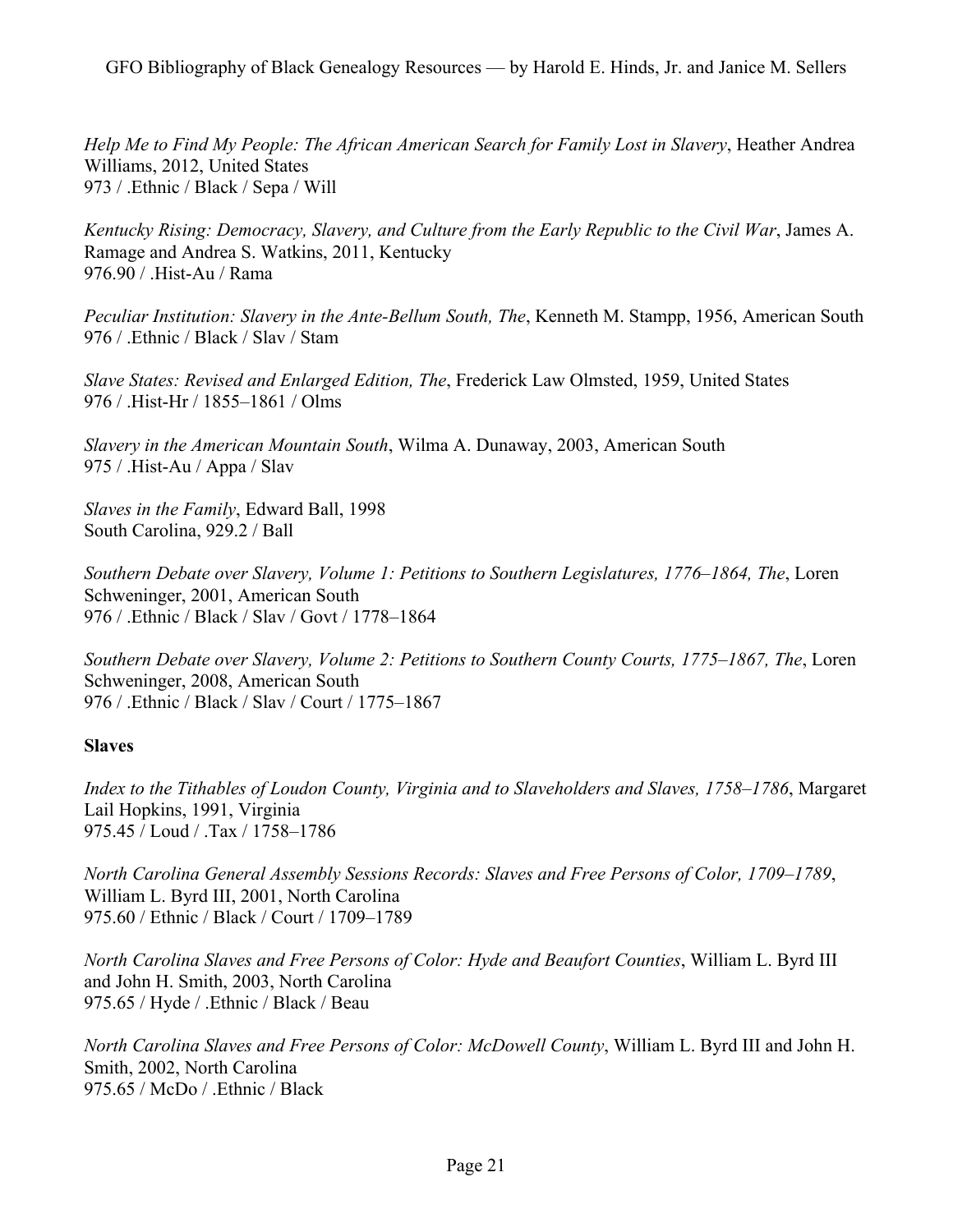*Help Me to Find My People: The African American Search for Family Lost in Slavery*, Heather Andrea Williams, 2012, United States
973 / .Ethnic / Black / Sepa / Will

*Kentucky Rising: Democracy, Slavery, and Culture from the Early Republic to the Civil War*, James A. Ramage and Andrea S. Watkins, 2011, Kentucky
976.90 / .Hist-Au / Rama

*Peculiar Institution: Slavery in the Ante-Bellum South, The*, Kenneth M. Stampp, 1956, American South
976 / .Ethnic / Black / Slav / Stam

*Slave States: Revised and Enlarged Edition, The*, Frederick Law Olmsted, 1959, United States
976 / .Hist-Hr / 1855–1861 / Olms

*Slavery in the American Mountain South*, Wilma A. Dunaway, 2003, American South
975 / .Hist-Au / Appa / Slav

*Slaves in the Family*, Edward Ball, 1998
South Carolina, 929.2 / Ball

*Southern Debate over Slavery, Volume 1: Petitions to Southern Legislatures, 1776–1864, The*, Loren Schweninger, 2001, American South
976 / .Ethnic / Black / Slav / Govt / 1778–1864

*Southern Debate over Slavery, Volume 2: Petitions to Southern County Courts, 1775–1867, The*, Loren Schweninger, 2008, American South
976 / .Ethnic / Black / Slav / Court / 1775–1867

**Slaves**

*Index to the Tithables of Loudon County, Virginia and to Slaveholders and Slaves, 1758–1786*, Margaret Lail Hopkins, 1991, Virginia
975.45 / Loud / .Tax / 1758–1786

*North Carolina General Assembly Sessions Records: Slaves and Free Persons of Color, 1709–1789*, William L. Byrd III, 2001, North Carolina
975.60 / Ethnic / Black / Court / 1709–1789

*North Carolina Slaves and Free Persons of Color: Hyde and Beaufort Counties*, William L. Byrd III and John H. Smith, 2003, North Carolina
975.65 / Hyde / .Ethnic / Black / Beau

*North Carolina Slaves and Free Persons of Color: McDowell County*, William L. Byrd III and John H. Smith, 2002, North Carolina
975.65 / McDo / .Ethnic / Black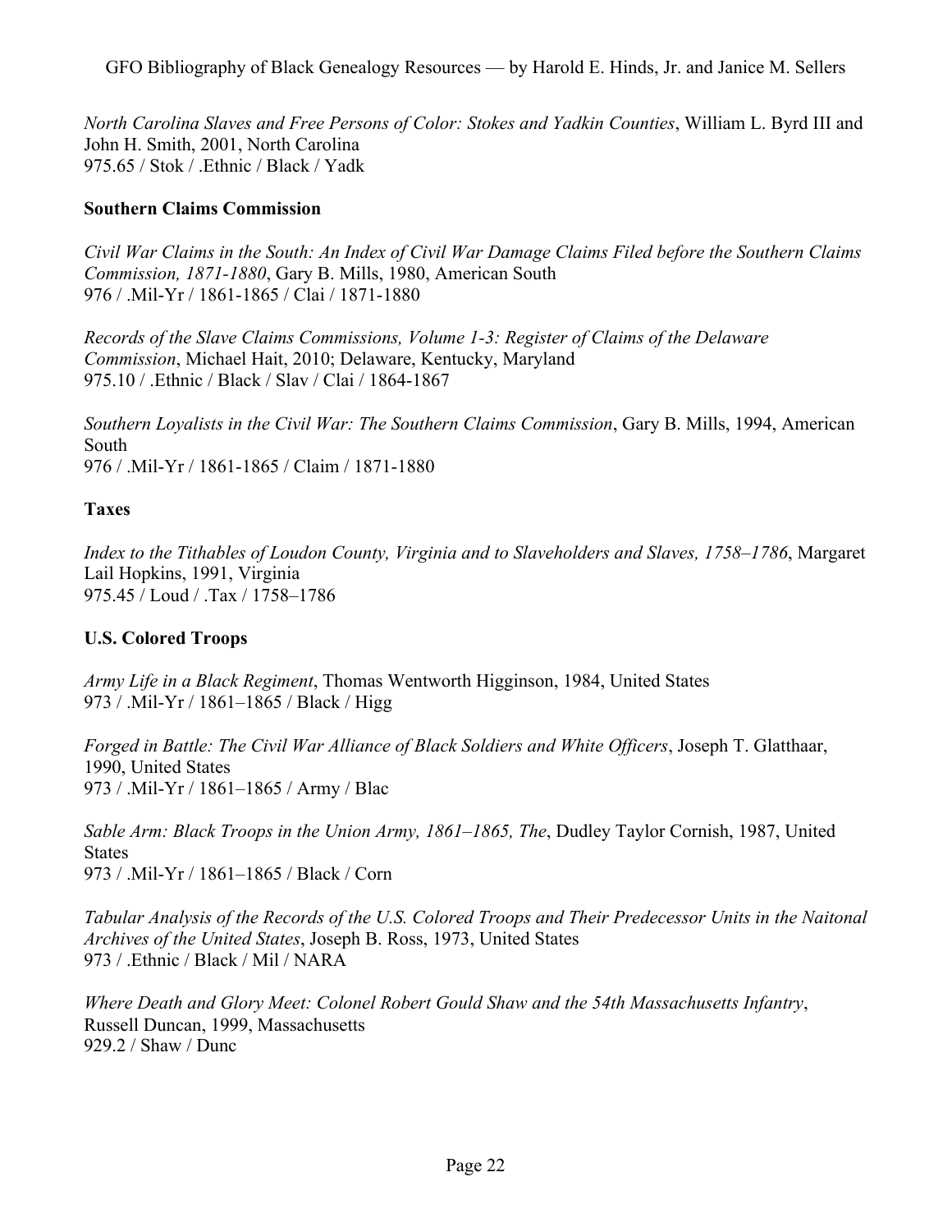*North Carolina Slaves and Free Persons of Color: Stokes and Yadkin Counties*, William L. Byrd III and John H. Smith, 2001, North Carolina
975.65 / Stok / .Ethnic / Black / Yadk

**Southern Claims Commission**

*Civil War Claims in the South: An Index of Civil War Damage Claims Filed before the Southern Claims Commission, 1871-1880*, Gary B. Mills, 1980, American South
976 / .Mil-Yr / 1861-1865 / Clai / 1871-1880

*Records of the Slave Claims Commissions, Volume 1-3: Register of Claims of the Delaware Commission*, Michael Hait, 2010; Delaware, Kentucky, Maryland
975.10 / .Ethnic / Black / Slav / Clai / 1864-1867

*Southern Loyalists in the Civil War: The Southern Claims Commission*, Gary B. Mills, 1994, American South
976 / .Mil-Yr / 1861-1865 / Claim / 1871-1880

**Taxes**

*Index to the Tithables of Loudon County, Virginia and to Slaveholders and Slaves, 1758–1786*, Margaret Lail Hopkins, 1991, Virginia
975.45 / Loud / .Tax / 1758–1786

**U.S. Colored Troops**

*Army Life in a Black Regiment*, Thomas Wentworth Higginson, 1984, United States
973 / .Mil-Yr / 1861–1865 / Black / Higg

*Forged in Battle: The Civil War Alliance of Black Soldiers and White Officers*, Joseph T. Glatthaar, 1990, United States
973 / .Mil-Yr / 1861–1865 / Army / Blac

*Sable Arm: Black Troops in the Union Army, 1861–1865, The*, Dudley Taylor Cornish, 1987, United States
973 / .Mil-Yr / 1861–1865 / Black / Corn

*Tabular Analysis of the Records of the U.S. Colored Troops and Their Predecessor Units in the Naitonal Archives of the United States*, Joseph B. Ross, 1973, United States
973 / .Ethnic / Black / Mil / NARA

*Where Death and Glory Meet: Colonel Robert Gould Shaw and the 54th Massachusetts Infantry*, Russell Duncan, 1999, Massachusetts
929.2 / Shaw / Dunc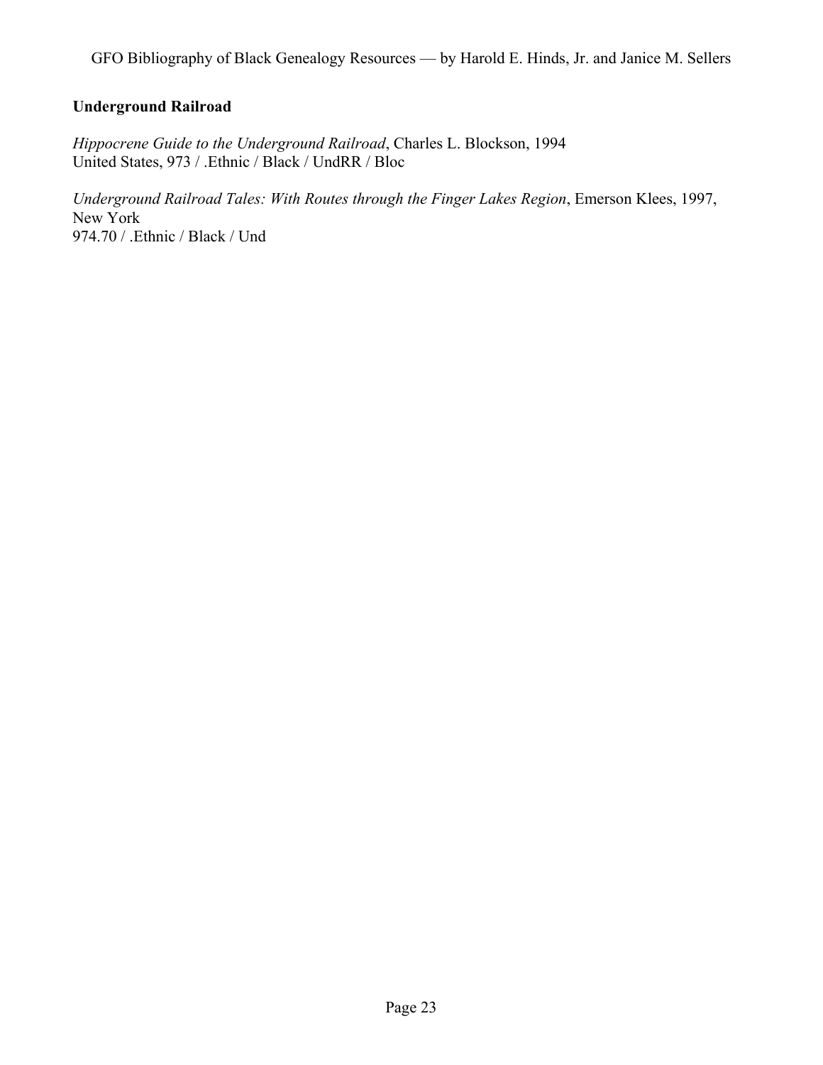**Underground Railroad**

*Hippocrene Guide to the Underground Railroad*, Charles L. Blockson, 1994
United States, 973 / .Ethnic / Black / UndRR / Bloc

*Underground Railroad Tales: With Routes through the Finger Lakes Region*, Emerson Klees, 1997, New York
974.70 / .Ethnic / Black / Und